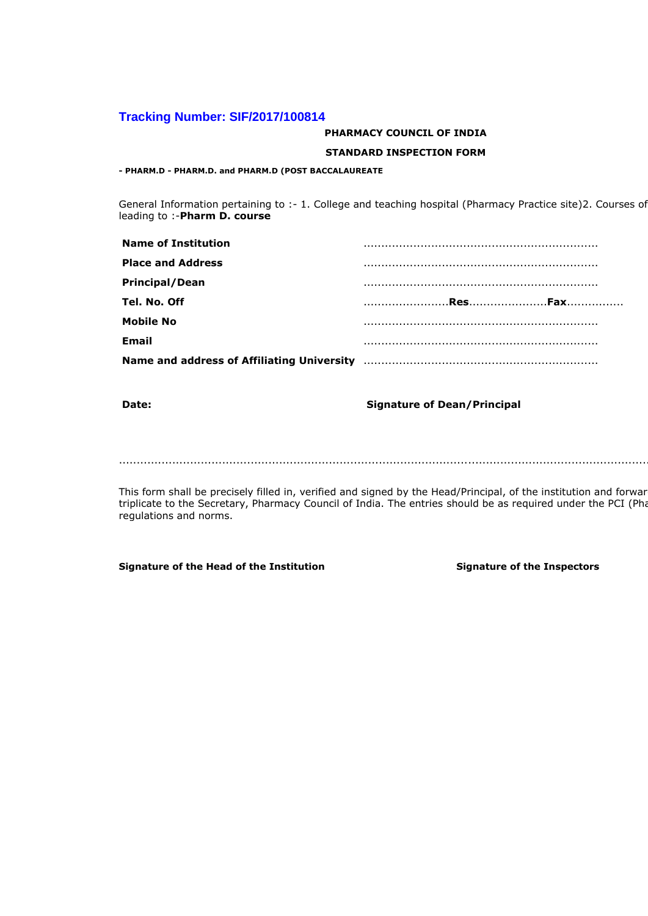**Tracking Number: SIF/2017/100814**

**PHARMACY COUNCIL OF INDIA**

**STANDARD INSPECTION FORM**

**- PHARM.D - PHARM.D. and PHARM.D (POST BACCALAUREATE**

General Information pertaining to :- 1. College and teaching hospital (Pharmacy Practice site)2. Courses of leading to :-**Pharm D. course**

| | |
|---|---|
| **Name of Institution** | ................................................................. |
| **Place and Address** | ................................................................. |
| **Principal/Dean** | ................................................................. |
| **Tel. No. Off** | ........................**Res**......................**Fax**................ |
| **Mobile No** | ................................................................. |
| **Email** | ................................................................. |
| **Name and address of Affiliating University** | ................................................................. |

**Date:** **Signature of Dean/Principal**

.....................................................................................................................................................

This form shall be precisely filled in, verified and signed by the Head/Principal, of the institution and forwar triplicate to the Secretary, Pharmacy Council of India. The entries should be as required under the PCI (Pha regulations and norms.

**Signature of the Head of the Institution** **Signature of the Inspectors**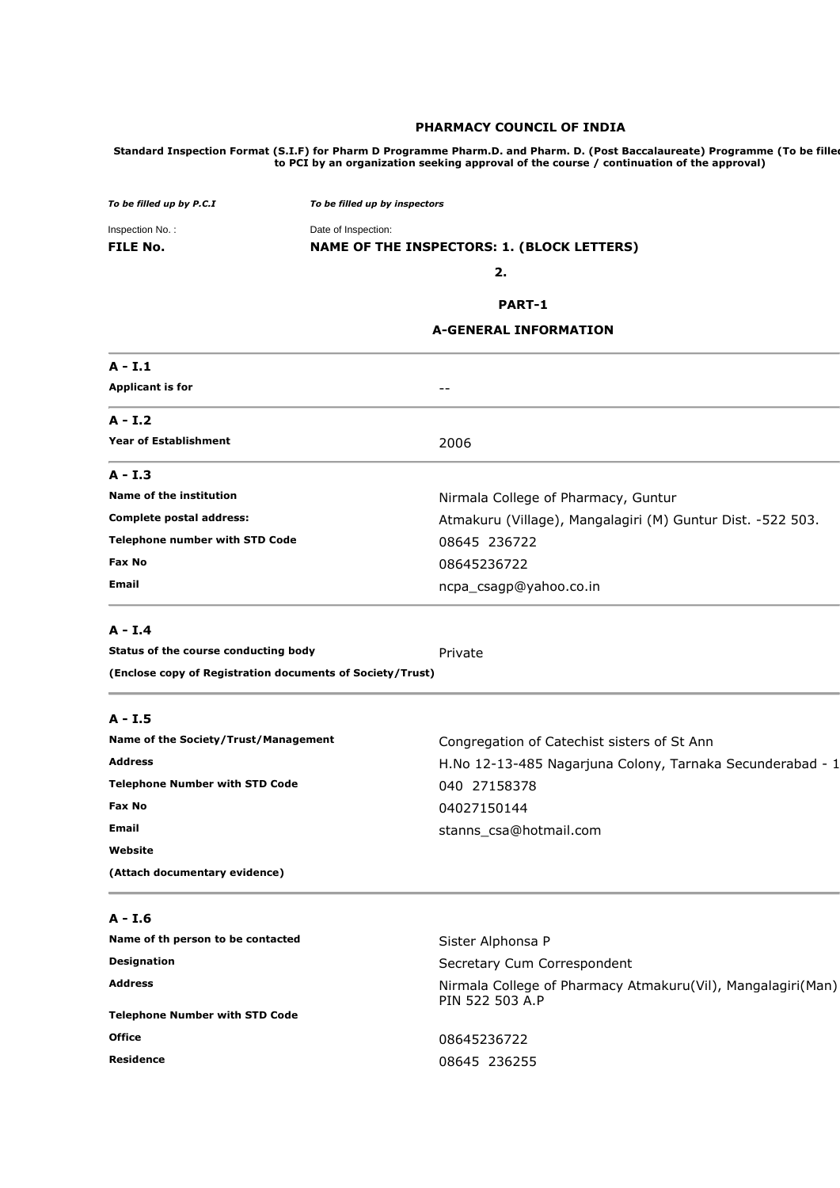# PHARMACY COUNCIL OF INDIA

**Standard Inspection Format (S.I.F) for Pharm D Programme Pharm.D. and Pharm. D. (Post Baccalaureate) Programme (To be filled to PCI by an organization seeking approval of the course / continuation of the approval)**

| *To be filled up by P.C.I* | *To be filled up by inspectors* |
|---|---|
| Inspection No. : | Date of Inspection: |
| **FILE No.** | **NAME OF THE INSPECTORS: 1. (BLOCK LETTERS)** |
| | **2.** |

## PART-1

## A-GENERAL INFORMATION

**A - I.1**

| | |
|---|---|
| **Applicant is for** | -- |

**A - I.2**

| | |
|---|---|
| **Year of Establishment** | 2006 |

**A - I.3**

| | |
|---|---|
| **Name of the institution** | Nirmala College of Pharmacy, Guntur |
| **Complete postal address:** | Atmakuru (Village), Mangalagiri (M) Guntur Dist. -522 503. |
| **Telephone number with STD Code** | 08645 236722 |
| **Fax No** | 08645236722 |
| **Email** | ncpa_csagp@yahoo.co.in |

**A - I.4**

| | |
|---|---|
| **Status of the course conducting body** | Private |
| **(Enclose copy of Registration documents of Society/Trust)** | |

**A - I.5**

| | |
|---|---|
| **Name of the Society/Trust/Management** | Congregation of Catechist sisters of St Ann |
| **Address** | H.No 12-13-485 Nagarjuna Colony, Tarnaka Secunderabad - 1 |
| **Telephone Number with STD Code** | 040 27158378 |
| **Fax No** | 04027150144 |
| **Email** | stanns_csa@hotmail.com |
| **Website** | |
| **(Attach documentary evidence)** | |

**A - I.6**

| | |
|---|---|
| **Name of th person to be contacted** | Sister Alphonsa P |
| **Designation** | Secretary Cum Correspondent |
| **Address** | Nirmala College of Pharmacy Atmakuru(Vil), Mangalagiri(Man) PIN 522 503 A.P |
| **Telephone Number with STD Code** | |
| **Office** | 08645236722 |
| **Residence** | 08645 236255 |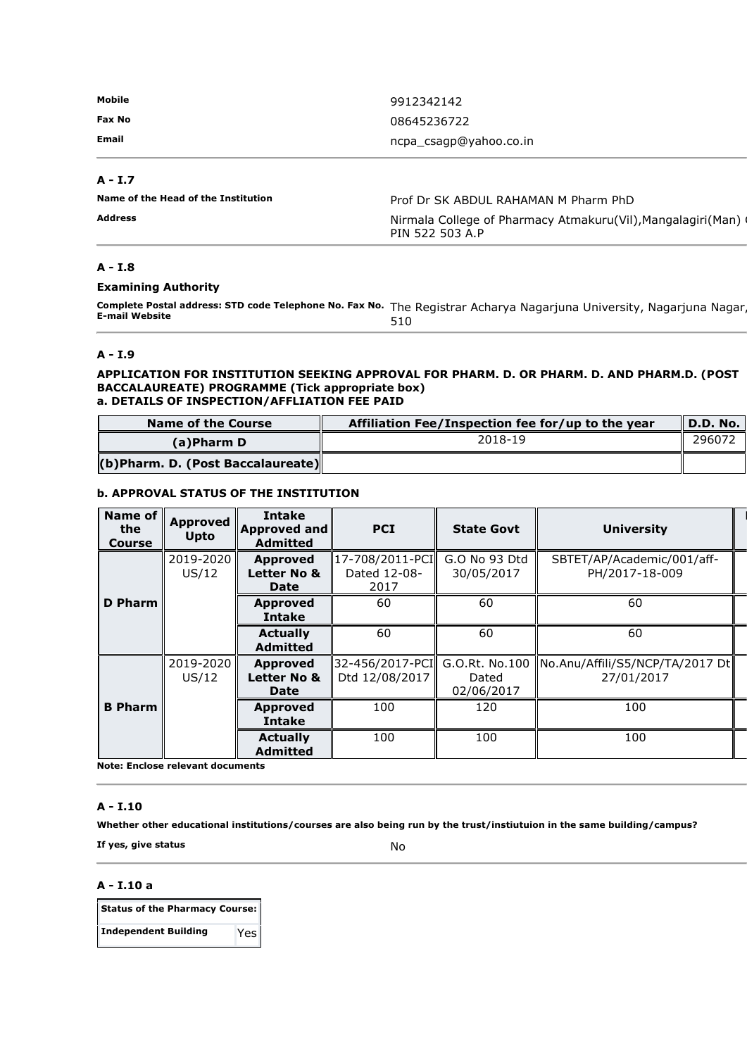| | |
|---|---|
| **Mobile** | 9912342142 |
| **Fax No** | 08645236722 |
| **Email** | ncpa_csagp@yahoo.co.in |

### A - I.7

| | |
|---|---|
| **Name of the Head of the Institution** | Prof Dr SK ABDUL RAHAMAN M Pharm PhD |
| **Address** | Nirmala College of Pharmacy Atmakuru(Vil),Mangalagiri(Man) PIN 522 503 A.P |

### A - I.8

**Examining Authority**

| | |
|---|---|
| **Complete Postal address: STD code Telephone No. Fax No. E-mail Website** | The Registrar Acharya Nagarjuna University, Nagarjuna Nagar, 510 |

### A - I.9

**APPLICATION FOR INSTITUTION SEEKING APPROVAL FOR PHARM. D. OR PHARM. D. AND PHARM.D. (POST BACCALAUREATE) PROGRAMME (Tick appropriate box)**

**a. DETAILS OF INSPECTION/AFFLIATION FEE PAID**

| Name of the Course | Affiliation Fee/Inspection fee for/up to the year | D.D. No. |
|---|---|---|
| (a)Pharm D | 2018-19 | 296072 |
| (b)Pharm. D. (Post Baccalaureate) | | |

**b. APPROVAL STATUS OF THE INSTITUTION**

| Name of the Course | Approved Upto | Intake Approved and Admitted | PCI | State Govt | University |
|---|---|---|---|---|---|
| D Pharm | 2019-2020 US/12 | Approved Letter No & Date | 17-708/2011-PCI Dated 12-08-2017 | G.O No 93 Dtd 30/05/2017 | SBTET/AP/Academic/001/aff-PH/2017-18-009 |
| | | Approved Intake | 60 | 60 | 60 |
| | | Actually Admitted | 60 | 60 | 60 |
| B Pharm | 2019-2020 US/12 | Approved Letter No & Date | 32-456/2017-PCI Dtd 12/08/2017 | G.O.Rt. No.100 Dated 02/06/2017 | No.Anu/Affili/S5/NCP/TA/2017 Dt 27/01/2017 |
| | | Approved Intake | 100 | 120 | 100 |
| | | Actually Admitted | 100 | 100 | 100 |

**Note: Enclose relevant documents**

### A - I.10

**Whether other educational institutions/courses are also being run by the trust/instiutuion in the same building/campus?**

| | |
|---|---|
| **If yes, give status** | No |

### A - I.10 a

| Status of the Pharmacy Course: | |
|---|---|
| Independent Building | Yes |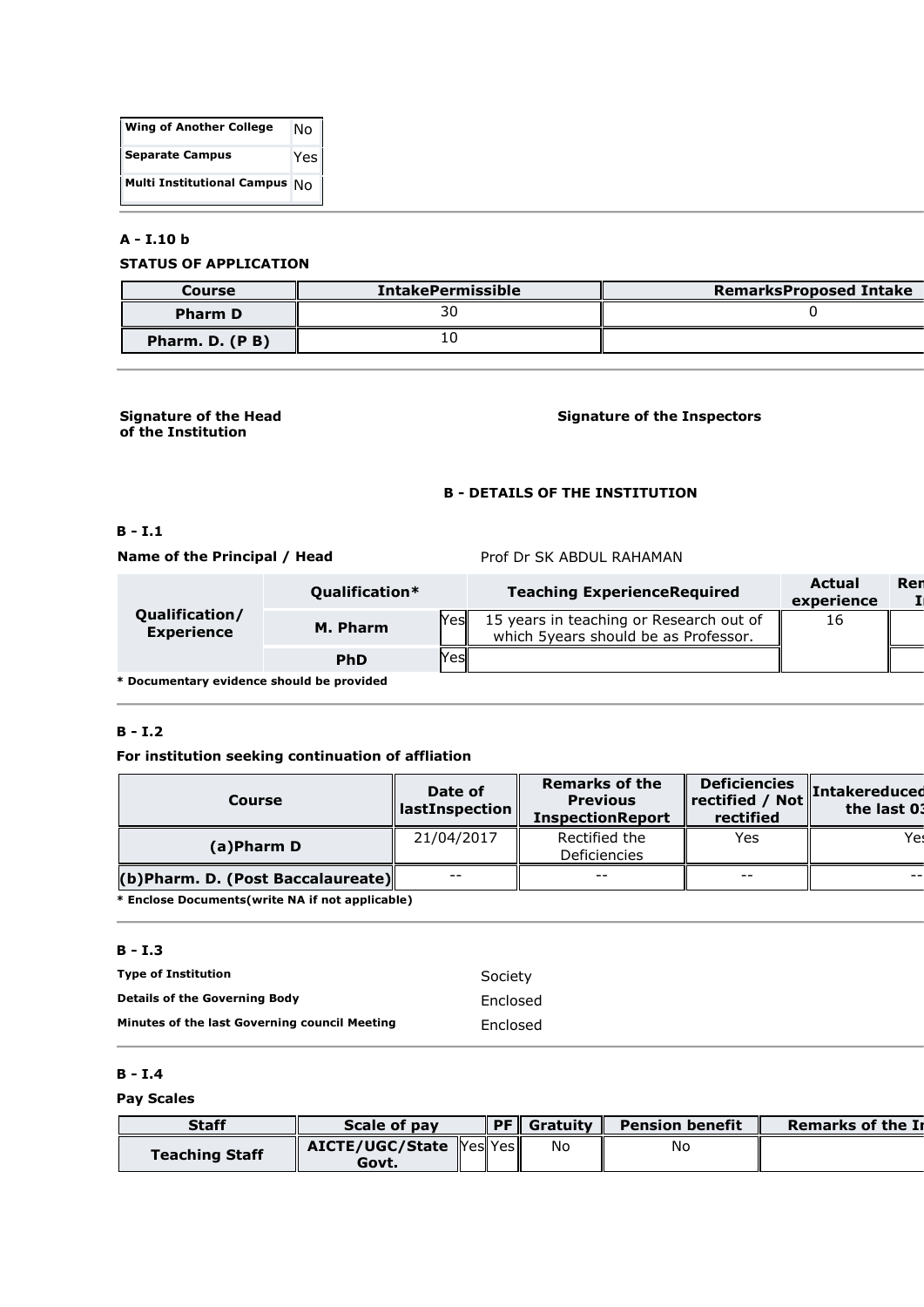| Wing of Another College | No |
|---|---|
| Separate Campus | Yes |
| Multi Institutional Campus | No |

### A - I.10 b

**STATUS OF APPLICATION**

| Course | IntakePermissible | RemarksProposed Intake |
|---|---|---|
| Pharm D | 30 | 0 |
| Pharm. D. (P B) | 10 | |

**Signature of the Head of the Institution**

**Signature of the Inspectors**

## B - DETAILS OF THE INSTITUTION

### B - I.1

**Name of the Principal / Head** Prof Dr SK ABDUL RAHAMAN

| | Qualification* | | Teaching ExperienceRequired | Actual experience | Rer I |
|---|---|---|---|---|---|
| Qualification/ Experience | M. Pharm | Yes | 15 years in teaching or Research out of which 5years should be as Professor. | 16 | |
| | PhD | Yes | | | |

**\* Documentary evidence should be provided**

### B - I.2

**For institution seeking continuation of affliation**

| Course | Date of lastInspection | Remarks of the Previous InspectionReport | Deficiencies rectified / Not rectified | Intakereduced the last 03 |
|---|---|---|---|---|
| (a)Pharm D | 21/04/2017 | Rectified the Deficiencies | Yes | Yes |
| (b)Pharm. D. (Post Baccalaureate) | -- | -- | -- | -- |

**\* Enclose Documents(write NA if not applicable)**

### B - I.3

| | |
|---|---|
| **Type of Institution** | Society |
| **Details of the Governing Body** | Enclosed |
| **Minutes of the last Governing council Meeting** | Enclosed |

### B - I.4

**Pay Scales**

| Staff | Scale of pay | | PF | Gratuity | Pension benefit | Remarks of the In |
|---|---|---|---|---|---|---|
| Teaching Staff | AICTE/UGC/State Govt. | Yes | Yes | No | No | |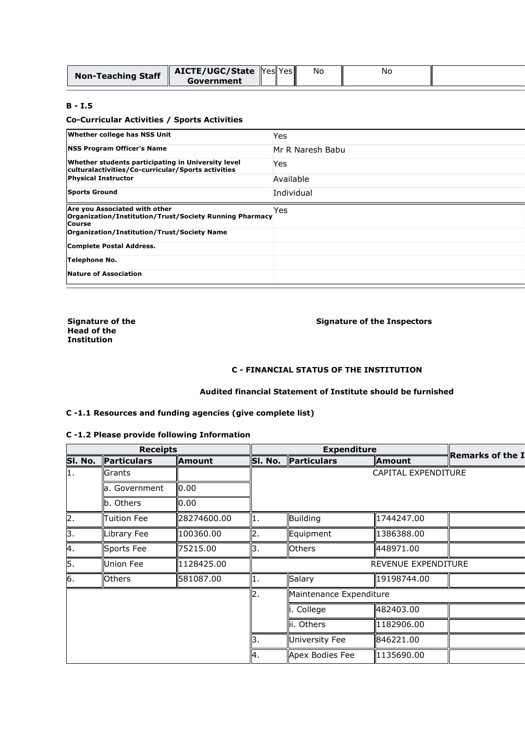| Non-Teaching Staff | AICTE/UGC/State Government | Yes | Yes | No | No | |
|---|---|---|---|---|---|---|

**B - I.5**

**Co-Curricular Activities / Sports Activities**

| | |
|---|---|
| **Whether college has NSS Unit** | Yes |
| **NSS Program Officer's Name** | Mr R Naresh Babu |
| **Whether students participating in University level culturalactivities/Co-curricular/Sports activities** | Yes |
| **Physical Instructor** | Available |
| **Sports Ground** | Individual |
| **Are you Associated with other Organization/Institution/Trust/Society Running Pharmacy Course** | Yes |
| **Organization/Institution/Trust/Society Name** | |
| **Complete Postal Address.** | |
| **Telephone No.** | |
| **Nature of Association** | |

**Signature of the Head of the Institution**

**Signature of the Inspectors**

**C - FINANCIAL STATUS OF THE INSTITUTION**

**Audited financial Statement of Institute should be furnished**

**C -1.1 Resources and funding agencies (give complete list)**

**C -1.2 Please provide following Information**

| Receipts | | | Expenditure | | | Remarks of the I |
|---|---|---|---|---|---|---|
| **Sl. No.** | **Particulars** | **Amount** | **Sl. No.** | **Particulars** | **Amount** | |
| 1. | Grants | | CAPITAL EXPENDITURE | | | |
| | a. Government | 0.00 | | | | |
| | b. Others | 0.00 | | | | |
| 2. | Tuition Fee | 28274600.00 | 1. | Building | 1744247.00 | |
| 3. | Library Fee | 100360.00 | 2. | Equipment | 1386388.00 | |
| 4. | Sports Fee | 75215.00 | 3. | Others | 448971.00 | |
| 5. | Union Fee | 1128425.00 | REVENUE EXPENDITURE | | | |
| 6. | Others | 581087.00 | 1. | Salary | 19198744.00 | |
| | | | 2. | Maintenance Expenditure | | |
| | | | | i. College | 482403.00 | |
| | | | | ii. Others | 1182906.00 | |
| | | | 3. | University Fee | 846221.00 | |
| | | | 4. | Apex Bodies Fee | 1135690.00 | |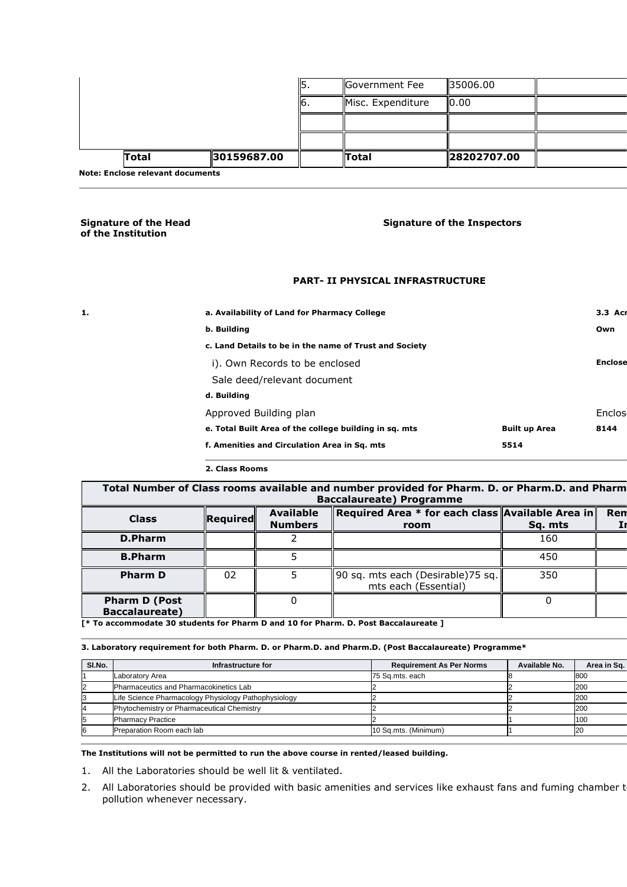| | | | | | |
|---|---|---|---|---|---|
| | | 5. | Government Fee | 35006.00 | |
| | | 6. | Misc. Expenditure | 0.00 | |
| | | | | | |
| | | | | | |
| Total | 30159687.00 | | Total | 28202707.00 | |

**Note: Enclose relevant documents**

**Signature of the Head of the Institution**

**Signature of the Inspectors**

## PART- II PHYSICAL INFRASTRUCTURE

**1.**

| | | |
|---|---|---|
| **a. Availability of Land for Pharmacy College** | | **3.3 Acr** |
| **b. Building** | | **Own** |
| **c. Land Details to be in the name of Trust and Society** | | |
| i). Own Records to be enclosed | | **Enclose** |
| Sale deed/relevant document | | |
| **d. Building** | | |
| Approved Building plan | | Enclos |
| **e. Total Built Area of the college building in sq. mts** | **Built up Area** | **8144** |
| **f. Amenities and Circulation Area in Sq. mts** | **5514** | |

**2. Class Rooms**

| Total Number of Class rooms available and number provided for Pharm. D. or Pharm.D. and Pharm Baccalaureate) Programme | | | | | |
|---|---|---|---|---|---|
| **Class** | **Required** | **Available Numbers** | **Required Area * for each class room** | **Available Area in Sq. mts** | **Rem I** |
| **D.Pharm** | | 2 | | 160 | |
| **B.Pharm** | | 5 | | 450 | |
| **Pharm D** | 02 | 5 | 90 sq. mts each (Desirable)75 sq. mts each (Essential) | 350 | |
| **Pharm D (Post Baccalaureate)** | | 0 | | 0 | |

**[* To accommodate 30 students for Pharm D and 10 for Pharm. D. Post Baccalaureate ]**

**3. Laboratory requirement for both Pharm. D. or Pharm.D. and Pharm.D. (Post Baccalaureate) Programme***

| Sl.No. | Infrastructure for | Requirement As Per Norms | Available No. | Area in Sq. |
|---|---|---|---|---|
| 1 | Laboratory Area | 75 Sq.mts. each | 8 | 800 |
| 2 | Pharmaceutics and Pharmacokinetics Lab | 2 | 2 | 200 |
| 3 | Life Science Pharmacology Physiology Pathophysiology | 2 | 2 | 200 |
| 4 | Phytochemistry or Pharmaceutical Chemistry | 2 | 2 | 200 |
| 5 | Pharmacy Practice | 2 | 1 | 100 |
| 6 | Preparation Room each lab | 10 Sq.mts. (Minimum) | 1 | 20 |

**The Institutions will not be permitted to run the above course in rented/leased building.**

1. All the Laboratories should be well lit & ventilated.
2. All Laboratories should be provided with basic amenities and services like exhaust fans and fuming chamber t pollution whenever necessary.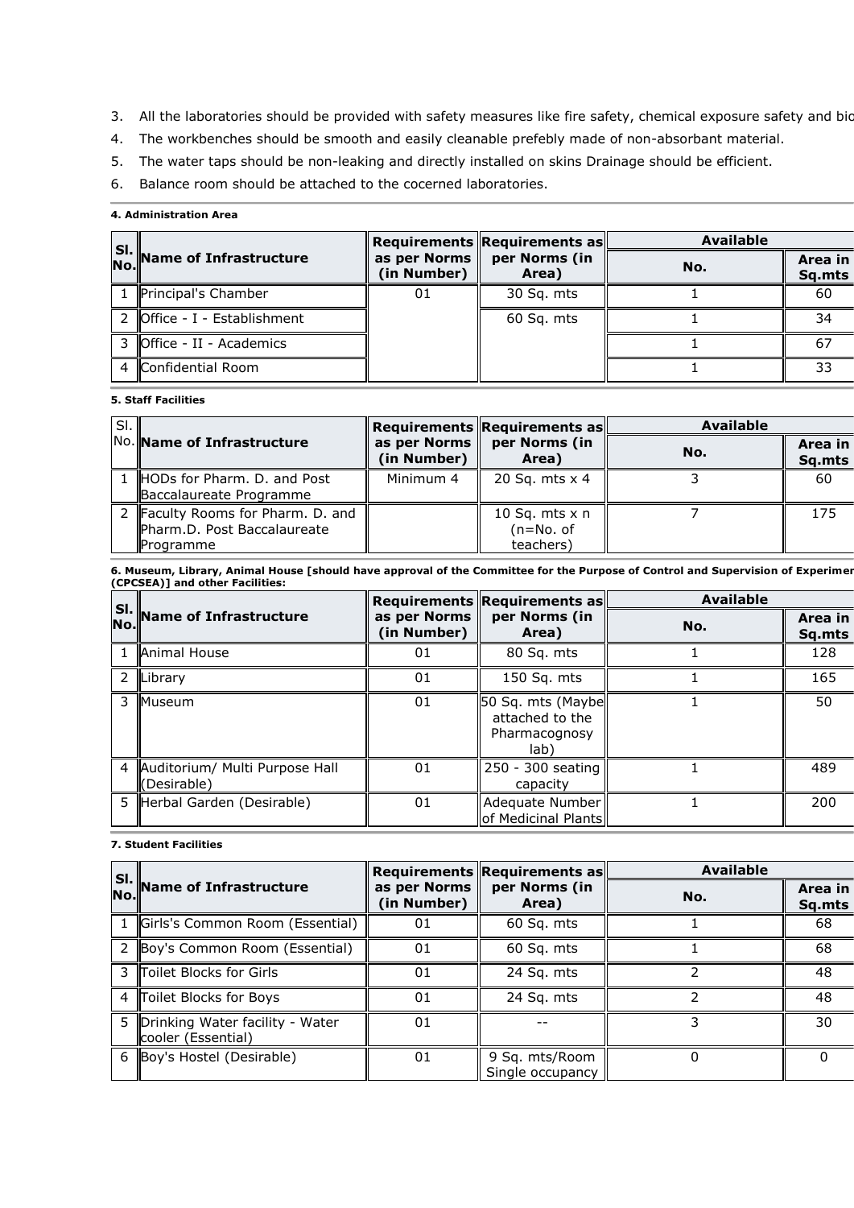3. All the laboratories should be provided with safety measures like fire safety, chemical exposure safety and bio
4. The workbenches should be smooth and easily cleanable prefebly made of non-absorbant material.
5. The water taps should be non-leaking and directly installed on skins Drainage should be efficient.
6. Balance room should be attached to the cocerned laboratories.

**4. Administration Area**

| Sl. No. | Name of Infrastructure | Requirements as per Norms (in Number) | Requirements as per Norms (in Area) | Available | |
|---|---|---|---|---|---|
| | | | | No. | Area in Sq.mts |
| 1 | Principal's Chamber | 01 | 30 Sq. mts | 1 | 60 |
| 2 | Office - I - Establishment | | 60 Sq. mts | 1 | 34 |
| 3 | Office - II - Academics | | | 1 | 67 |
| 4 | Confidential Room | | | 1 | 33 |

**5. Staff Facilities**

| Sl. No. | Name of Infrastructure | Requirements as per Norms (in Number) | Requirements as per Norms (in Area) | Available | |
|---|---|---|---|---|---|
| | | | | No. | Area in Sq.mts |
| 1 | HODs for Pharm. D. and Post Baccalaureate Programme | Minimum 4 | 20 Sq. mts x 4 | 3 | 60 |
| 2 | Faculty Rooms for Pharm. D. and Pharm.D. Post Baccalaureate Programme | | 10 Sq. mts x n (n=No. of teachers) | 7 | 175 |

**6. Museum, Library, Animal House [should have approval of the Committee for the Purpose of Control and Supervision of Experimer (CPCSEA)] and other Facilities:**

| Sl. No. | Name of Infrastructure | Requirements as per Norms (in Number) | Requirements as per Norms (in Area) | Available | |
|---|---|---|---|---|---|
| | | | | No. | Area in Sq.mts |
| 1 | Animal House | 01 | 80 Sq. mts | 1 | 128 |
| 2 | Library | 01 | 150 Sq. mts | 1 | 165 |
| 3 | Museum | 01 | 50 Sq. mts (Maybe attached to the Pharmacognosy lab) | 1 | 50 |
| 4 | Auditorium/ Multi Purpose Hall (Desirable) | 01 | 250 - 300 seating capacity | 1 | 489 |
| 5 | Herbal Garden (Desirable) | 01 | Adequate Number of Medicinal Plants | 1 | 200 |

**7. Student Facilities**

| Sl. No. | Name of Infrastructure | Requirements as per Norms (in Number) | Requirements as per Norms (in Area) | Available | |
|---|---|---|---|---|---|
| | | | | No. | Area in Sq.mts |
| 1 | Girls's Common Room (Essential) | 01 | 60 Sq. mts | 1 | 68 |
| 2 | Boy's Common Room (Essential) | 01 | 60 Sq. mts | 1 | 68 |
| 3 | Toilet Blocks for Girls | 01 | 24 Sq. mts | 2 | 48 |
| 4 | Toilet Blocks for Boys | 01 | 24 Sq. mts | 2 | 48 |
| 5 | Drinking Water facility - Water cooler (Essential) | 01 | -- | 3 | 30 |
| 6 | Boy's Hostel (Desirable) | 01 | 9 Sq. mts/Room Single occupancy | 0 | 0 |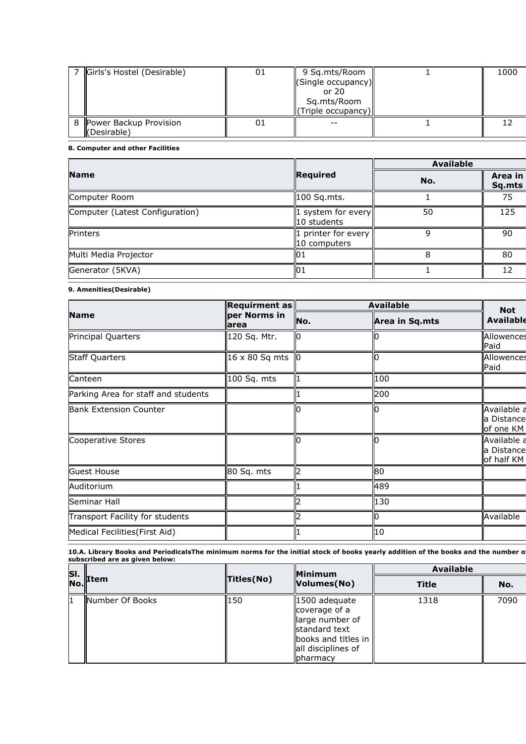| 7 | Girls's Hostel (Desirable) | 01 | 9 Sq.mts/Room (Single occupancy) or 20 Sq.mts/Room (Triple occupancy) | 1 | 1000 |
|---|---|---|---|---|---|
| 8 | Power Backup Provision (Desirable) | 01 | -- | 1 | 12 |

**8. Computer and other Facilities**

| Name | Required | Available | |
|---|---|---|---|
| | | No. | Area in Sq.mts |
| Computer Room | 100 Sq.mts. | 1 | 75 |
| Computer (Latest Configuration) | 1 system for every 10 students | 50 | 125 |
| Printers | 1 printer for every 10 computers | 9 | 90 |
| Multi Media Projector | 01 | 8 | 80 |
| Generator (5KVA) | 01 | 1 | 12 |

**9. Amenities(Desirable)**

| Name | Requirment as per Norms in area | Available | | Not Available |
|---|---|---|---|---|
| | | No. | Area in Sq.mts | |
| Principal Quarters | 120 Sq. Mtr. | 0 | 0 | Allowences Paid |
| Staff Quarters | 16 x 80 Sq mts | 0 | 0 | Allowences Paid |
| Canteen | 100 Sq. mts | 1 | 100 | |
| Parking Area for staff and students | | 1 | 200 | |
| Bank Extension Counter | | 0 | 0 | Available a a Distance of one KM |
| Cooperative Stores | | 0 | 0 | Available a a Distance of half KM |
| Guest House | 80 Sq. mts | 2 | 80 | |
| Auditorium | | 1 | 489 | |
| Seminar Hall | | 2 | 130 | |
| Transport Facility for students | | 2 | 0 | Available |
| Medical Fecilities(First Aid) | | 1 | 10 | |

**10.A. Library Books and PeriodicalsThe minimum norms for the initial stock of books yearly addition of the books and the number of subscribed are as given below:**

| Sl. No. | Item | Titles(No) | Minimum Volumes(No) | Available | |
|---|---|---|---|---|---|
| | | | | Title | No. |
| 1 | Number Of Books | 150 | 1500 adequate coverage of a large number of standard text books and titles in all disciplines of pharmacy | 1318 | 7090 |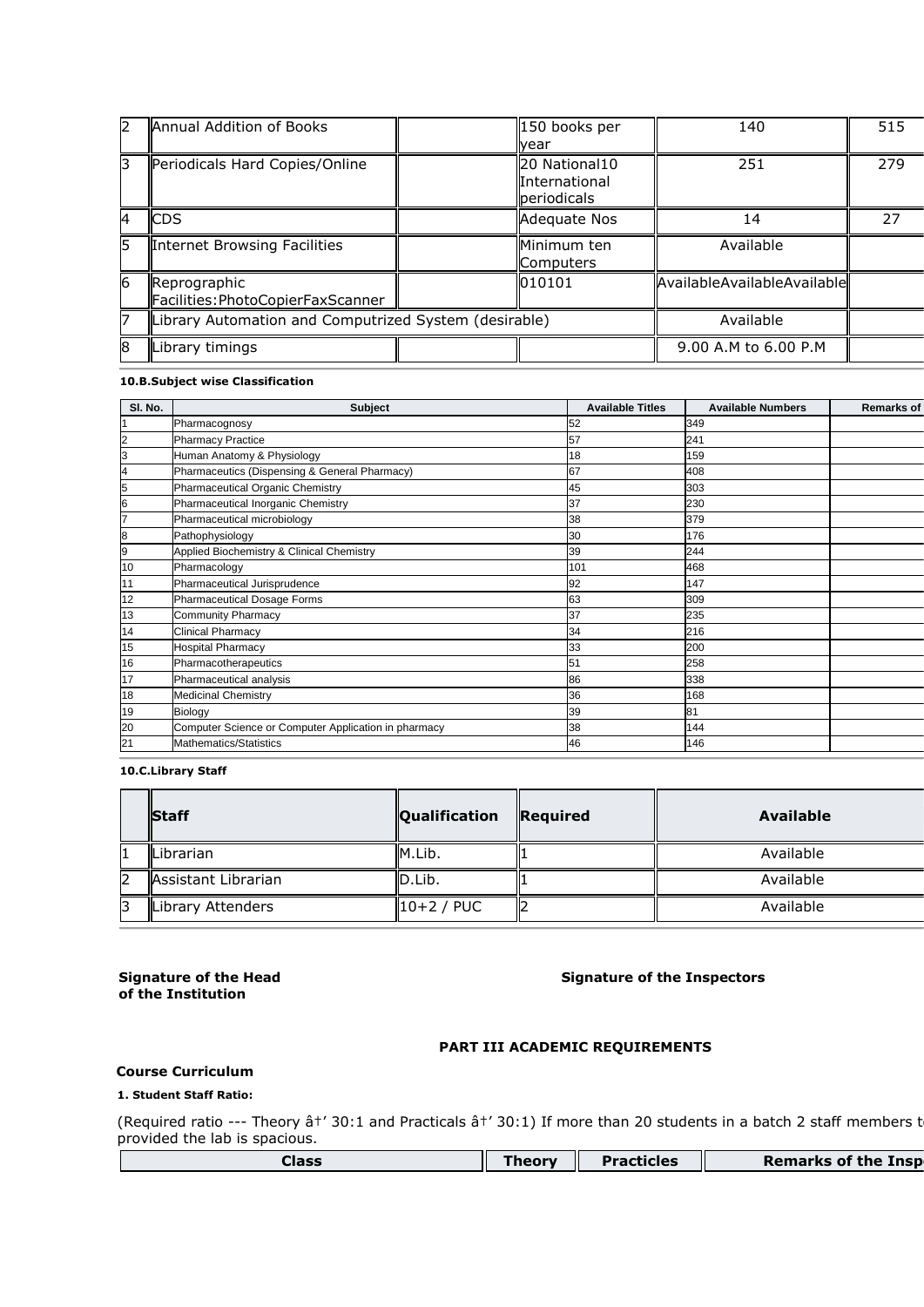| 2 | Annual Addition of Books | | 150 books per year | 140 | 515 |
|---|---|---|---|---|---|
| 3 | Periodicals Hard Copies/Online | | 20 National10 International periodicals | 251 | 279 |
| 4 | CDS | | Adequate Nos | 14 | 27 |
| 5 | Internet Browsing Facilities | | Minimum ten Computers | Available | |
| 6 | Reprographic Facilities:PhotoCopierFaxScanner | | 010101 | AvailableAvailableAvailable | |
| 7 | Library Automation and Computrized System (desirable) | | | Available | |
| 8 | Library timings | | | 9.00 A.M to 6.00 P.M | |

**10.B.Subject wise Classification**

| Sl. No. | Subject | Available Titles | Available Numbers | Remarks of |
|---|---|---|---|---|
| 1 | Pharmacognosy | 52 | 349 | |
| 2 | Pharmacy Practice | 57 | 241 | |
| 3 | Human Anatomy & Physiology | 18 | 159 | |
| 4 | Pharmaceutics (Dispensing & General Pharmacy) | 67 | 408 | |
| 5 | Pharmaceutical Organic Chemistry | 45 | 303 | |
| 6 | Pharmaceutical Inorganic Chemistry | 37 | 230 | |
| 7 | Pharmaceutical microbiology | 38 | 379 | |
| 8 | Pathophysiology | 30 | 176 | |
| 9 | Applied Biochemistry & Clinical Chemistry | 39 | 244 | |
| 10 | Pharmacology | 101 | 468 | |
| 11 | Pharmaceutical Jurisprudence | 92 | 147 | |
| 12 | Pharmaceutical Dosage Forms | 63 | 309 | |
| 13 | Community Pharmacy | 37 | 235 | |
| 14 | Clinical Pharmacy | 34 | 216 | |
| 15 | Hospital Pharmacy | 33 | 200 | |
| 16 | Pharmacotherapeutics | 51 | 258 | |
| 17 | Pharmaceutical analysis | 86 | 338 | |
| 18 | Medicinal Chemistry | 36 | 168 | |
| 19 | Biology | 39 | 81 | |
| 20 | Computer Science or Computer Application in pharmacy | 38 | 144 | |
| 21 | Mathematics/Statistics | 46 | 146 | |

**10.C.Library Staff**

| | Staff | Qualification | Required | Available |
|---|---|---|---|---|
| 1 | Librarian | M.Lib. | 1 | Available |
| 2 | Assistant Librarian | D.Lib. | 1 | Available |
| 3 | Library Attenders | 10+2 / PUC | 2 | Available |

**Signature of the Head of the Institution** **Signature of the Inspectors**

**PART III ACADEMIC REQUIREMENTS**

**Course Curriculum**

**1. Student Staff Ratio:**

(Required ratio --- Theory â†' 30:1 and Practicals â†' 30:1) If more than 20 students in a batch 2 staff members t provided the lab is spacious.

| Class | Theory | Practicles | Remarks of the Insp |
|---|---|---|---|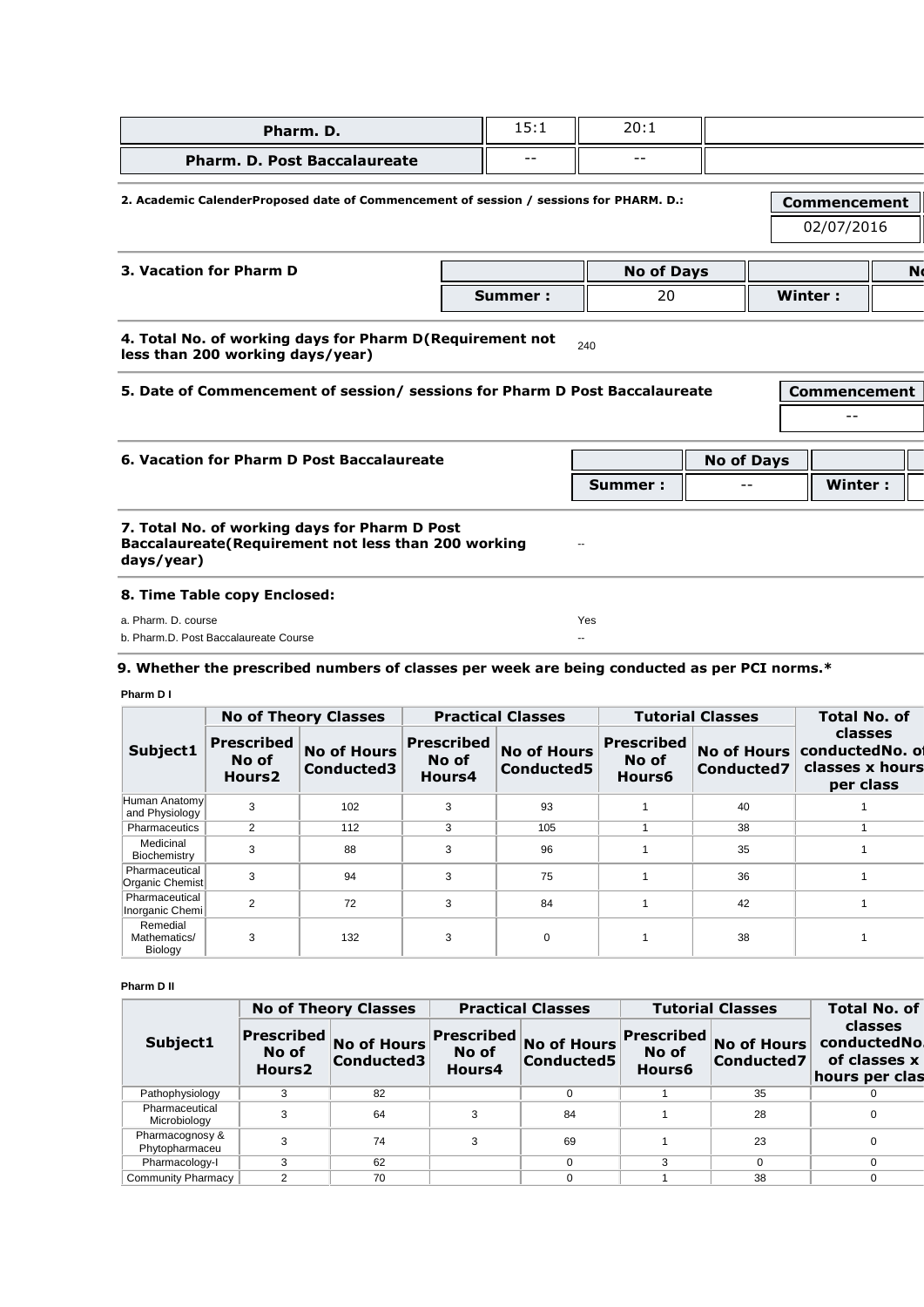| Pharm. D. | 15:1 | 20:1 | |
|---|---|---|---|
| Pharm. D. Post Baccalaureate | -- | -- | |

**2. Academic CalenderProposed date of Commencement of session / sessions for PHARM. D.:**

| Commencement |
|---|
| 02/07/2016 |

**3. Vacation for Pharm D**

| | No of Days | | N |
|---|---|---|---|
| Summer : | 20 | Winter : | |

**4. Total No. of working days for Pharm D(Requirement not less than 200 working days/year)** 240

**5. Date of Commencement of session/ sessions for Pharm D Post Baccalaureate**

| Commencement |
|---|
| -- |

**6. Vacation for Pharm D Post Baccalaureate**

| | No of Days | | |
|---|---|---|---|
| Summer : | -- | Winter : | |

**7. Total No. of working days for Pharm D Post Baccalaureate(Requirement not less than 200 working days/year)** --

**8. Time Table copy Enclosed:**

a. Pharm. D. course — Yes

b. Pharm.D. Post Baccalaureate Course — --

**9. Whether the prescribed numbers of classes per week are being conducted as per PCI norms.***

**Pharm D I**

| Subject1 | No of Theory Classes | | Practical Classes | | Tutorial Classes | | Total No. of classes conductedNo. of classes x hours per class |
|---|---|---|---|---|---|---|---|
| | Prescribed No of Hours2 | No of Hours Conducted3 | Prescribed No of Hours4 | No of Hours Conducted5 | Prescribed No of Hours6 | No of Hours Conducted7 | |
| Human Anatomy and Physiology | 3 | 102 | 3 | 93 | 1 | 40 | 1 |
| Pharmaceutics | 2 | 112 | 3 | 105 | 1 | 38 | 1 |
| Medicinal Biochemistry | 3 | 88 | 3 | 96 | 1 | 35 | 1 |
| Pharmaceutical Organic Chemist | 3 | 94 | 3 | 75 | 1 | 36 | 1 |
| Pharmaceutical Inorganic Chemi | 2 | 72 | 3 | 84 | 1 | 42 | 1 |
| Remedial Mathematics/ Biology | 3 | 132 | 3 | 0 | 1 | 38 | 1 |

**Pharm D II**

| Subject1 | No of Theory Classes | | Practical Classes | | Tutorial Classes | | Total No. of classes conductedNo. of classes x hours per clas |
|---|---|---|---|---|---|---|---|
| | Prescribed No of Hours2 | No of Hours Conducted3 | Prescribed No of Hours4 | No of Hours Conducted5 | Prescribed No of Hours6 | No of Hours Conducted7 | |
| Pathophysiology | 3 | 82 | | 0 | 1 | 35 | 0 |
| Pharmaceutical Microbiology | 3 | 64 | 3 | 84 | 1 | 28 | 0 |
| Pharmacognosy & Phytopharmaceu | 3 | 74 | 3 | 69 | 1 | 23 | 0 |
| Pharmacology-I | 3 | 62 | | 0 | 3 | 0 | 0 |
| Community Pharmacy | 2 | 70 | | 0 | 1 | 38 | 0 |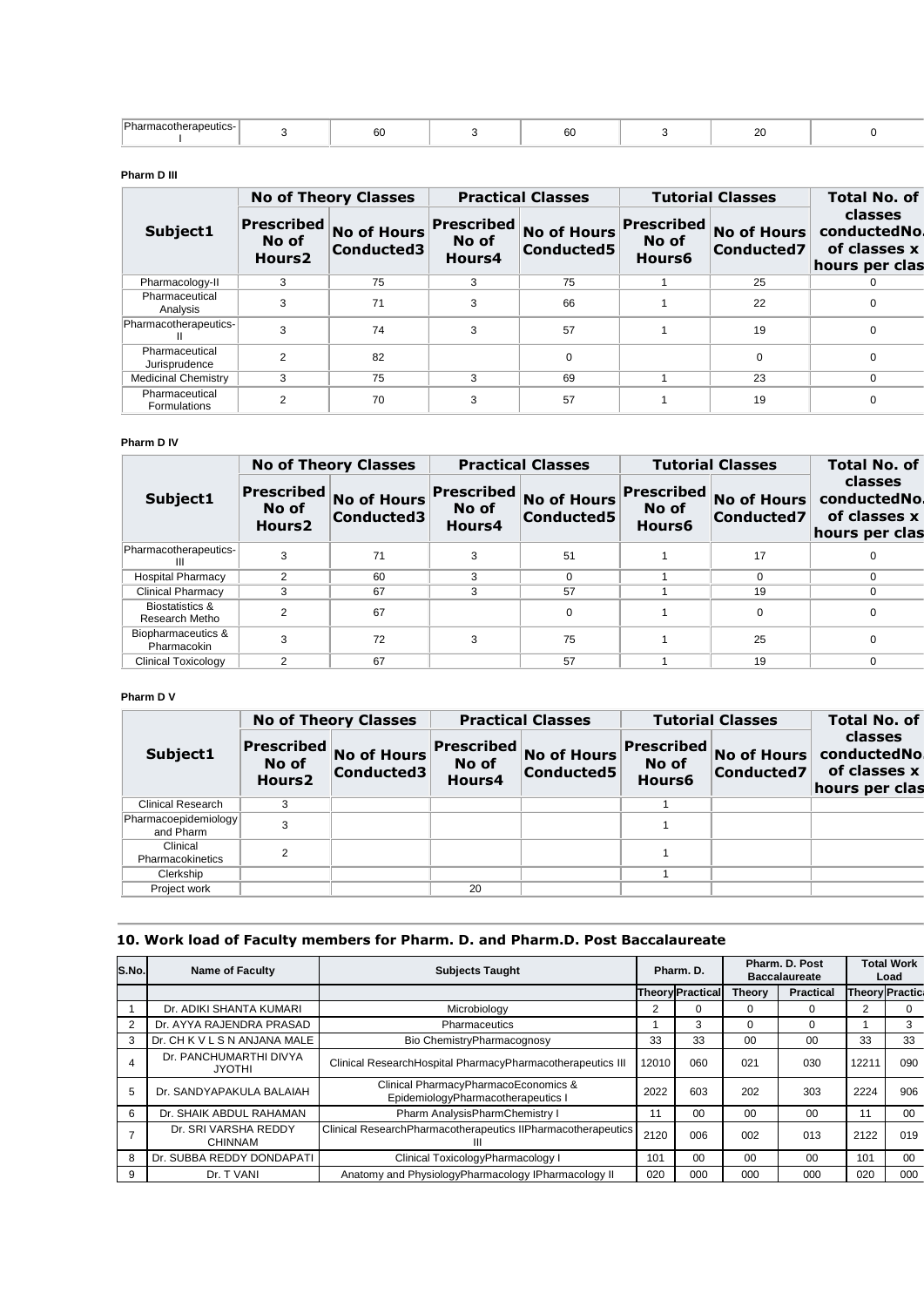| Pharmacotherapeutics-I | 3 | 60 | 3 | 60 | 3 | 20 | 0 |
|---|---|---|---|---|---|---|---|

**Pharm D III**

| Subject1 | No of Theory Classes | | Practical Classes | | Tutorial Classes | | Total No. of classes conductedNo. of classes x hours per clas |
|---|---|---|---|---|---|---|---|
| | Prescribed No of Hours2 | No of Hours Conducted3 | Prescribed No of Hours4 | No of Hours Conducted5 | Prescribed No of Hours6 | No of Hours Conducted7 | |
| Pharmacology-II | 3 | 75 | 3 | 75 | 1 | 25 | 0 |
| Pharmaceutical Analysis | 3 | 71 | 3 | 66 | 1 | 22 | 0 |
| Pharmacotherapeutics-II | 3 | 74 | 3 | 57 | 1 | 19 | 0 |
| Pharmaceutical Jurisprudence | 2 | 82 | | 0 | | 0 | 0 |
| Medicinal Chemistry | 3 | 75 | 3 | 69 | 1 | 23 | 0 |
| Pharmaceutical Formulations | 2 | 70 | 3 | 57 | 1 | 19 | 0 |

**Pharm D IV**

| Subject1 | No of Theory Classes | | Practical Classes | | Tutorial Classes | | Total No. of classes conductedNo. of classes x hours per clas |
|---|---|---|---|---|---|---|---|
| | Prescribed No of Hours2 | No of Hours Conducted3 | Prescribed No of Hours4 | No of Hours Conducted5 | Prescribed No of Hours6 | No of Hours Conducted7 | |
| Pharmacotherapeutics-III | 3 | 71 | 3 | 51 | 1 | 17 | 0 |
| Hospital Pharmacy | 2 | 60 | 3 | 0 | 1 | 0 | 0 |
| Clinical Pharmacy | 3 | 67 | 3 | 57 | 1 | 19 | 0 |
| Biostatistics & Research Metho | 2 | 67 | | 0 | 1 | 0 | 0 |
| Biopharmaceutics & Pharmacokin | 3 | 72 | 3 | 75 | 1 | 25 | 0 |
| Clinical Toxicology | 2 | 67 | | 57 | 1 | 19 | 0 |

**Pharm D V**

| Subject1 | No of Theory Classes | | Practical Classes | | Tutorial Classes | | Total No. of classes conductedNo. of classes x hours per clas |
|---|---|---|---|---|---|---|---|
| | Prescribed No of Hours2 | No of Hours Conducted3 | Prescribed No of Hours4 | No of Hours Conducted5 | Prescribed No of Hours6 | No of Hours Conducted7 | |
| Clinical Research | 3 | | | | 1 | | |
| Pharmacoepidemiology and Pharm | 3 | | | | 1 | | |
| Clinical Pharmacokinetics | 2 | | | | 1 | | |
| Clerkship | | | | | 1 | | |
| Project work | | | 20 | | | | |

## 10. Work load of Faculty members for Pharm. D. and Pharm.D. Post Baccalaureate

| S.No. | Name of Faculty | Subjects Taught | Pharm. D. | | Pharm. D. Post Baccalaureate | | Total Work Load | |
|---|---|---|---|---|---|---|---|---|
| | | | Theory | Practical | Theory | Practical | Theory | Practica |
| 1 | Dr. ADIKI SHANTA KUMARI | Microbiology | 2 | 0 | 0 | 0 | 2 | 0 |
| 2 | Dr. AYYA RAJENDRA PRASAD | Pharmaceutics | 1 | 3 | 0 | 0 | 1 | 3 |
| 3 | Dr. CH K V L S N ANJANA MALE | Bio ChemistryPharmacognosy | 33 | 33 | 00 | 00 | 33 | 33 |
| 4 | Dr. PANCHUMARTHI DIVYA JYOTHI | Clinical ResearchHospital PharmacyPharmacotherapeutics III | 12010 | 060 | 021 | 030 | 12211 | 090 |
| 5 | Dr. SANDYAPAKULA BALAIAH | Clinical PharmacyPharmacoEconomics & EpidemiologyPharmacotherapeutics I | 2022 | 603 | 202 | 303 | 2224 | 906 |
| 6 | Dr. SHAIK ABDUL RAHAMAN | Pharm AnalysisPharmChemistry I | 11 | 00 | 00 | 00 | 11 | 00 |
| 7 | Dr. SRI VARSHA REDDY CHINNAM | Clinical ResearchPharmacotherapeutics IIPharmacotherapeutics III | 2120 | 006 | 002 | 013 | 2122 | 019 |
| 8 | Dr. SUBBA REDDY DONDAPATI | Clinical ToxicologyPharmacology I | 101 | 00 | 00 | 00 | 101 | 00 |
| 9 | Dr. T VANI | Anatomy and PhysiologyPharmacology IPharmacology II | 020 | 000 | 000 | 000 | 020 | 000 |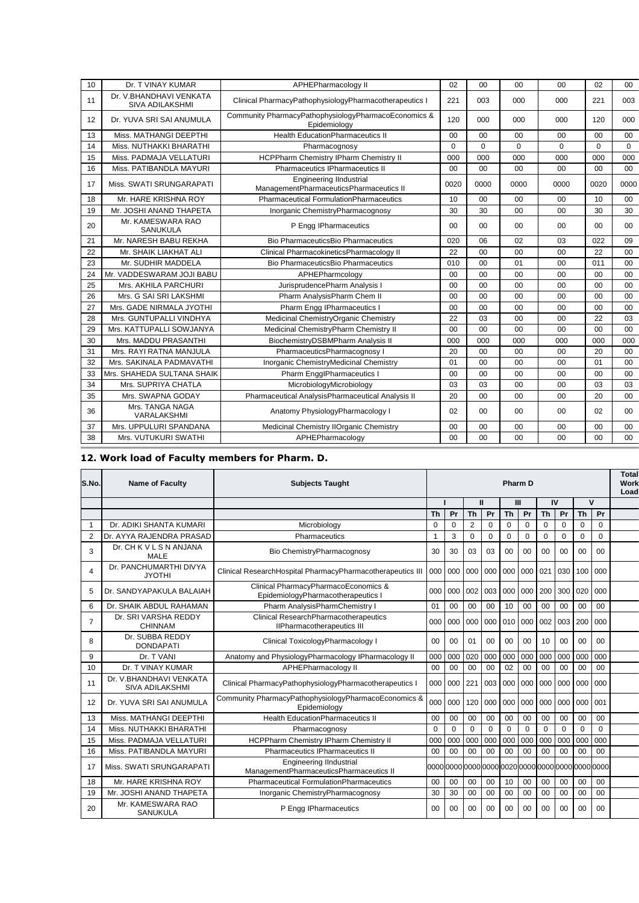| 10 | Dr. T VINAY KUMAR | APHEPharmacology II | 02 | 00 | 00 | 00 | 02 | 00 |
|---|---|---|---|---|---|---|---|---|
| 11 | Dr. V.BHANDHAVI VENKATA SIVA ADILAKSHMI | Clinical PharmacyPathophysiologyPharmacotherapeutics I | 221 | 003 | 000 | 000 | 221 | 003 |
| 12 | Dr. YUVA SRI SAI ANUMULA | Community PharmacyPathophysiologyPharmacoEconomics & Epidemiology | 120 | 000 | 000 | 000 | 120 | 000 |
| 13 | Miss. MATHANGI DEEPTHI | Health EducationPharmaceutics II | 00 | 00 | 00 | 00 | 00 | 00 |
| 14 | Miss. NUTHAKKI BHARATHI | Pharmacognosy | 0 | 0 | 0 | 0 | 0 | 0 |
| 15 | Miss. PADMAJA VELLATURI | HCPPharm Chemistry IPharm Chemistry II | 000 | 000 | 000 | 000 | 000 | 000 |
| 16 | Miss. PATIBANDLA MAYURI | Pharmaceutics IPharmaceutics II | 00 | 00 | 00 | 00 | 00 | 00 |
| 17 | Miss. SWATI SRUNGARAPATI | Engineering IIndustrial ManagementPharmaceuticsPharmaceutics II | 0020 | 0000 | 0000 | 0000 | 0020 | 0000 |
| 18 | Mr. HARE KRISHNA ROY | Pharmaceutical FormulationPharmaceutics | 10 | 00 | 00 | 00 | 10 | 00 |
| 19 | Mr. JOSHI ANAND THAPETA | Inorganic ChemistryPharmacognosy | 30 | 30 | 00 | 00 | 30 | 30 |
| 20 | Mr. KAMESWARA RAO SANUKULA | P Engg IPharmaceutics | 00 | 00 | 00 | 00 | 00 | 00 |
| 21 | Mr. NARESH BABU REKHA | Bio PharmaceuticsBio Pharmaceutics | 020 | 06 | 02 | 03 | 022 | 09 |
| 22 | Mr. SHAIK LIAKHAT ALI | Clinical PharmacokineticsPharmacology II | 22 | 00 | 00 | 00 | 22 | 00 |
| 23 | Mr. SUDHIR MADDELA | Bio PharmaceuticsBio Pharmaceutics | 010 | 00 | 01 | 00 | 011 | 00 |
| 24 | Mr. VADDESWARAM JOJI BABU | APHEPharmcology | 00 | 00 | 00 | 00 | 00 | 00 |
| 25 | Mrs. AKHILA PARCHURI | JurisprudencePharm Analysis I | 00 | 00 | 00 | 00 | 00 | 00 |
| 26 | Mrs. G SAI SRI LAKSHMI | Pharm AnalysisPharm Chem II | 00 | 00 | 00 | 00 | 00 | 00 |
| 27 | Mrs. GADE NIRMALA JYOTHI | Pharm Engg IPharmaceutics I | 00 | 00 | 00 | 00 | 00 | 00 |
| 28 | Mrs. GUNTUPALLI VINDHYA | Medicinal ChemistryOrganic Chemistry | 22 | 03 | 00 | 00 | 22 | 03 |
| 29 | Mrs. KATTUPALLI SOWJANYA | Medicinal ChemistryPharm Chemistry II | 00 | 00 | 00 | 00 | 00 | 00 |
| 30 | Mrs. MADDU PRASANTHI | BiochemistryDSBMPharm Analysis II | 000 | 000 | 000 | 000 | 000 | 000 |
| 31 | Mrs. RAYI RATNA MANJULA | PharmaceuticsPharmacognosy I | 20 | 00 | 00 | 00 | 20 | 00 |
| 32 | Mrs. SAKINALA PADMAVATHI | Inorganic ChemistryMedicinal Chemistry | 01 | 00 | 00 | 00 | 01 | 00 |
| 33 | Mrs. SHAHEDA SULTANA SHAIK | Pharm EnggIPharmaceutics I | 00 | 00 | 00 | 00 | 00 | 00 |
| 34 | Mrs. SUPRIYA CHATLA | MicrobiologyMicrobiology | 03 | 03 | 00 | 00 | 03 | 03 |
| 35 | Mrs. SWAPNA GODAY | Pharmaceutical AnalysisPharmaceutical Analysis II | 20 | 00 | 00 | 00 | 20 | 00 |
| 36 | Mrs. TANGA NAGA VARALAKSHMI | Anatomy PhysiologyPharmacology I | 02 | 00 | 00 | 00 | 02 | 00 |
| 37 | Mrs. UPPULURI SPANDANA | Medicinal Chemistry IIOrganic Chemistry | 00 | 00 | 00 | 00 | 00 | 00 |
| 38 | Mrs. VUTUKURI SWATHI | APHEPharmacology | 00 | 00 | 00 | 00 | 00 | 00 |

## 12. Work load of Faculty members for Pharm. D.

| S.No. | Name of Faculty | Subjects Taught | Pharm D | | | | | | | | | | Total Work Load |
|---|---|---|---|---|---|---|---|---|---|---|---|---|---|
| | | | I | | II | | III | | IV | | V | | |
| | | | Th | Pr | Th | Pr | Th | Pr | Th | Pr | Th | Pr | |
| 1 | Dr. ADIKI SHANTA KUMARI | Microbiology | 0 | 0 | 2 | 0 | 0 | 0 | 0 | 0 | 0 | 0 | |
| 2 | Dr. AYYA RAJENDRA PRASAD | Pharmaceutics | 1 | 3 | 0 | 0 | 0 | 0 | 0 | 0 | 0 | 0 | |
| 3 | Dr. CH K V L S N ANJANA MALE | Bio ChemistryPharmacognosy | 30 | 30 | 03 | 03 | 00 | 00 | 00 | 00 | 00 | 00 | |
| 4 | Dr. PANCHUMARTHI DIVYA JYOTHI | Clinical ResearchHospital PharmacyPharmacotherapeutics III | 000 | 000 | 000 | 000 | 000 | 000 | 021 | 030 | 100 | 000 | |
| 5 | Dr. SANDYAPAKULA BALAIAH | Clinical PharmacyPharmacoEconomics & EpidemiologyPharmacotherapeutics I | 000 | 000 | 002 | 003 | 000 | 000 | 200 | 300 | 020 | 000 | |
| 6 | Dr. SHAIK ABDUL RAHAMAN | Pharm AnalysisPharmChemistry I | 01 | 00 | 00 | 00 | 10 | 00 | 00 | 00 | 00 | 00 | |
| 7 | Dr. SRI VARSHA REDDY CHINNAM | Clinical ResearchPharmacotherapeutics IIPharmacotherapeutics III | 000 | 000 | 000 | 000 | 010 | 000 | 002 | 003 | 200 | 000 | |
| 8 | Dr. SUBBA REDDY DONDAPATI | Clinical ToxicologyPharmacology I | 00 | 00 | 01 | 00 | 00 | 00 | 10 | 00 | 00 | 00 | |
| 9 | Dr. T VANI | Anatomy and PhysiologyPharmacology IPharmacology II | 000 | 000 | 020 | 000 | 000 | 000 | 000 | 000 | 000 | 000 | |
| 10 | Dr. T VINAY KUMAR | APHEPharmacology II | 00 | 00 | 00 | 00 | 02 | 00 | 00 | 00 | 00 | 00 | |
| 11 | Dr. V.BHANDHAVI VENKATA SIVA ADILAKSHMI | Clinical PharmacyPathophysiologyPharmacotherapeutics I | 000 | 000 | 221 | 003 | 000 | 000 | 000 | 000 | 000 | 000 | |
| 12 | Dr. YUVA SRI SAI ANUMULA | Community PharmacyPathophysiologyPharmacoEconomics & Epidemiology | 000 | 000 | 120 | 000 | 000 | 000 | 000 | 000 | 000 | 001 | |
| 13 | Miss. MATHANGI DEEPTHI | Health EducationPharmaceutics II | 00 | 00 | 00 | 00 | 00 | 00 | 00 | 00 | 00 | 00 | |
| 14 | Miss. NUTHAKKI BHARATHI | Pharmacognosy | 0 | 0 | 0 | 0 | 0 | 0 | 0 | 0 | 0 | 0 | |
| 15 | Miss. PADMAJA VELLATURI | HCPPharm Chemistry IPharm Chemistry II | 000 | 000 | 000 | 000 | 000 | 000 | 000 | 000 | 000 | 000 | |
| 16 | Miss. PATIBANDLA MAYURI | Pharmaceutics IPharmaceutics II | 00 | 00 | 00 | 00 | 00 | 00 | 00 | 00 | 00 | 00 | |
| 17 | Miss. SWATI SRUNGARAPATI | Engineering IIndustrial ManagementPharmaceuticsPharmaceutics II | 0000 | 0000 | 0000 | 0000 | 0020 | 0000 | 0000 | 0000 | 0000 | 0000 | |
| 18 | Mr. HARE KRISHNA ROY | Pharmaceutical FormulationPharmaceutics | 00 | 00 | 00 | 00 | 10 | 00 | 00 | 00 | 00 | 00 | |
| 19 | Mr. JOSHI ANAND THAPETA | Inorganic ChemistryPharmacognosy | 30 | 30 | 00 | 00 | 00 | 00 | 00 | 00 | 00 | 00 | |
| 20 | Mr. KAMESWARA RAO SANUKULA | P Engg IPharmaceutics | 00 | 00 | 00 | 00 | 00 | 00 | 00 | 00 | 00 | 00 | |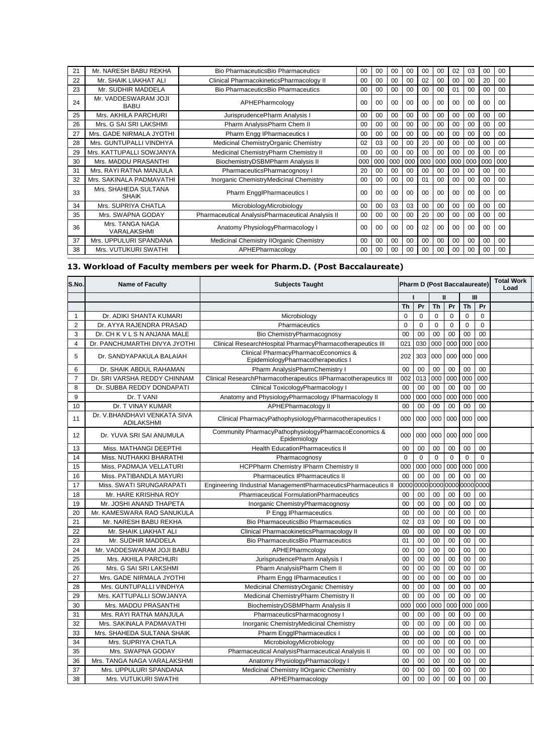| 21 | Mr. NARESH BABU REKHA | Bio PharmaceuticsBio Pharmaceutics | 00 | 00 | 00 | 00 | 00 | 00 | 02 | 03 | 00 | 00 | |
|---|---|---|---|---|---|---|---|---|---|---|---|---|---|
| 22 | Mr. SHAIK LIAKHAT ALI | Clinical PharmacokineticsPharmacology II | 00 | 00 | 00 | 00 | 02 | 00 | 00 | 00 | 20 | 00 | |
| 23 | Mr. SUDHIR MADDELA | Bio PharmaceuticsBio Pharmaceutics | 00 | 00 | 00 | 00 | 00 | 00 | 01 | 00 | 00 | 00 | |
| 24 | Mr. VADDESWARAM JOJI BABU | APHEPharmcology | 00 | 00 | 00 | 00 | 00 | 00 | 00 | 00 | 00 | 00 | |
| 25 | Mrs. AKHILA PARCHURI | JurisprudencePharm Analysis I | 00 | 00 | 00 | 00 | 00 | 00 | 00 | 00 | 00 | 00 | |
| 26 | Mrs. G SAI SRI LAKSHMI | Pharm AnalysisPharm Chem II | 00 | 00 | 00 | 00 | 00 | 00 | 00 | 00 | 00 | 00 | |
| 27 | Mrs. GADE NIRMALA JYOTHI | Pharm Engg IPharmaceutics I | 00 | 00 | 00 | 00 | 00 | 00 | 00 | 00 | 00 | 00 | |
| 28 | Mrs. GUNTUPALLI VINDHYA | Medicinal ChemistryOrganic Chemistry | 02 | 03 | 00 | 00 | 20 | 00 | 00 | 00 | 00 | 00 | |
| 29 | Mrs. KATTUPALLI SOWJANYA | Medicinal ChemistryPharm Chemistry II | 00 | 00 | 00 | 00 | 00 | 00 | 00 | 00 | 00 | 00 | |
| 30 | Mrs. MADDU PRASANTHI | BiochemistryDSBMPharm Analysis II | 000 | 000 | 000 | 000 | 000 | 000 | 000 | 000 | 000 | 000 | |
| 31 | Mrs. RAYI RATNA MANJULA | PharmaceuticsPharmacognosy I | 20 | 00 | 00 | 00 | 00 | 00 | 00 | 00 | 00 | 00 | |
| 32 | Mrs. SAKINALA PADMAVATHI | Inorganic ChemistryMedicinal Chemistry | 00 | 00 | 00 | 00 | 01 | 00 | 00 | 00 | 00 | 00 | |
| 33 | Mrs. SHAHEDA SULTANA SHAIK | Pharm EnggIPharmaceutics I | 00 | 00 | 00 | 00 | 00 | 00 | 00 | 00 | 00 | 00 | |
| 34 | Mrs. SUPRIYA CHATLA | MicrobiologyMicrobiology | 00 | 00 | 03 | 03 | 00 | 00 | 00 | 00 | 00 | 00 | |
| 35 | Mrs. SWAPNA GODAY | Pharmaceutical AnalysisPharmaceutical Analysis II | 00 | 00 | 00 | 00 | 20 | 00 | 00 | 00 | 00 | 00 | |
| 36 | Mrs. TANGA NAGA VARALAKSHMI | Anatomy PhysiologyPharmacology I | 00 | 00 | 00 | 00 | 02 | 00 | 00 | 00 | 00 | 00 | |
| 37 | Mrs. UPPULURI SPANDANA | Medicinal Chemistry IIOrganic Chemistry | 00 | 00 | 00 | 00 | 00 | 00 | 00 | 00 | 00 | 00 | |
| 38 | Mrs. VUTUKURI SWATHI | APHEPharmacology | 00 | 00 | 00 | 00 | 00 | 00 | 00 | 00 | 00 | 00 | |

## 13. Workload of Faculty members per week for Pharm.D. (Post Baccalaureate)

| S.No. | Name of Faculty | Subjects Taught | Pharm D (Post Baccalaureate) | | | | | | Total Work Load |
|---|---|---|---|---|---|---|---|---|---|
| | | | I | | II | | III | | |
| | | | Th | Pr | Th | Pr | Th | Pr | |
| 1 | Dr. ADIKI SHANTA KUMARI | Microbiology | 0 | 0 | 0 | 0 | 0 | 0 | |
| 2 | Dr. AYYA RAJENDRA PRASAD | Pharmaceutics | 0 | 0 | 0 | 0 | 0 | 0 | |
| 3 | Dr. CH K V L S N ANJANA MALE | Bio ChemistryPharmacognosy | 00 | 00 | 00 | 00 | 00 | 00 | |
| 4 | Dr. PANCHUMARTHI DIVYA JYOTHI | Clinical ResearchHospital PharmacyPharmacotherapeutics III | 021 | 030 | 000 | 000 | 000 | 000 | |
| 5 | Dr. SANDYAPAKULA BALAIAH | Clinical PharmacyPharmacoEconomics & EpidemiologyPharmacotherapeutics I | 202 | 303 | 000 | 000 | 000 | 000 | |
| 6 | Dr. SHAIK ABDUL RAHAMAN | Pharm AnalysisPharmChemistry I | 00 | 00 | 00 | 00 | 00 | 00 | |
| 7 | Dr. SRI VARSHA REDDY CHINNAM | Clinical ResearchPharmacotherapeutics IIPharmacotherapeutics III | 002 | 013 | 000 | 000 | 000 | 000 | |
| 8 | Dr. SUBBA REDDY DONDAPATI | Clinical ToxicologyPharmacology I | 00 | 00 | 00 | 00 | 00 | 00 | |
| 9 | Dr. T VANI | Anatomy and PhysiologyPharmacology IPharmacology II | 000 | 000 | 000 | 000 | 000 | 000 | |
| 10 | Dr. T VINAY KUMAR | APHEPharmacology II | 00 | 00 | 00 | 00 | 00 | 00 | |
| 11 | Dr. V.BHANDHAVI VENKATA SIVA ADILAKSHMI | Clinical PharmacyPathophysiologyPharmacotherapeutics I | 000 | 000 | 000 | 000 | 000 | 000 | |
| 12 | Dr. YUVA SRI SAI ANUMULA | Community PharmacyPathophysiologyPharmacoEconomics & Epidemiology | 000 | 000 | 000 | 000 | 000 | 000 | |
| 13 | Miss. MATHANGI DEEPTHI | Health EducationPharmaceutics II | 00 | 00 | 00 | 00 | 00 | 00 | |
| 14 | Miss. NUTHAKKI BHARATHI | Pharmacognosy | 0 | 0 | 0 | 0 | 0 | 0 | |
| 15 | Miss. PADMAJA VELLATURI | HCPPharm Chemistry IPharm Chemistry II | 000 | 000 | 000 | 000 | 000 | 000 | |
| 16 | Miss. PATIBANDLA MAYURI | Pharmaceutics IPharmaceutics II | 00 | 00 | 00 | 00 | 00 | 00 | |
| 17 | Miss. SWATI SRUNGARAPATI | Engineering IIndustrial ManagementPharmaceuticsPharmaceutics II | 0000 | 0000 | 0000 | 0000 | 0000 | 0000 | |
| 18 | Mr. HARE KRISHNA ROY | Pharmaceutical FormulationPharmaceutics | 00 | 00 | 00 | 00 | 00 | 00 | |
| 19 | Mr. JOSHI ANAND THAPETA | Inorganic ChemistryPharmacognosy | 00 | 00 | 00 | 00 | 00 | 00 | |
| 20 | Mr. KAMESWARA RAO SANUKULA | P Engg IPharmaceutics | 00 | 00 | 00 | 00 | 00 | 00 | |
| 21 | Mr. NARESH BABU REKHA | Bio PharmaceuticsBio Pharmaceutics | 02 | 03 | 00 | 00 | 00 | 00 | |
| 22 | Mr. SHAIK LIAKHAT ALI | Clinical PharmacokineticsPharmacology II | 00 | 00 | 00 | 00 | 00 | 00 | |
| 23 | Mr. SUDHIR MADDELA | Bio PharmaceuticsBio Pharmaceutics | 01 | 00 | 00 | 00 | 00 | 00 | |
| 24 | Mr. VADDESWARAM JOJI BABU | APHEPharmcology | 00 | 00 | 00 | 00 | 00 | 00 | |
| 25 | Mrs. AKHILA PARCHURI | JurisprudencePharm Analysis I | 00 | 00 | 00 | 00 | 00 | 00 | |
| 26 | Mrs. G SAI SRI LAKSHMI | Pharm AnalysisPharm Chem II | 00 | 00 | 00 | 00 | 00 | 00 | |
| 27 | Mrs. GADE NIRMALA JYOTHI | Pharm Engg IPharmaceutics I | 00 | 00 | 00 | 00 | 00 | 00 | |
| 28 | Mrs. GUNTUPALLI VINDHYA | Medicinal ChemistryOrganic Chemistry | 00 | 00 | 00 | 00 | 00 | 00 | |
| 29 | Mrs. KATTUPALLI SOWJANYA | Medicinal ChemistryPharm Chemistry II | 00 | 00 | 00 | 00 | 00 | 00 | |
| 30 | Mrs. MADDU PRASANTHI | BiochemistryDSBMPharm Analysis II | 000 | 000 | 000 | 000 | 000 | 000 | |
| 31 | Mrs. RAYI RATNA MANJULA | PharmaceuticsPharmacognosy I | 00 | 00 | 00 | 00 | 00 | 00 | |
| 32 | Mrs. SAKINALA PADMAVATHI | Inorganic ChemistryMedicinal Chemistry | 00 | 00 | 00 | 00 | 00 | 00 | |
| 33 | Mrs. SHAHEDA SULTANA SHAIK | Pharm EnggIPharmaceutics I | 00 | 00 | 00 | 00 | 00 | 00 | |
| 34 | Mrs. SUPRIYA CHATLA | MicrobiologyMicrobiology | 00 | 00 | 00 | 00 | 00 | 00 | |
| 35 | Mrs. SWAPNA GODAY | Pharmaceutical AnalysisPharmaceutical Analysis II | 00 | 00 | 00 | 00 | 00 | 00 | |
| 36 | Mrs. TANGA NAGA VARALAKSHMI | Anatomy PhysiologyPharmacology I | 00 | 00 | 00 | 00 | 00 | 00 | |
| 37 | Mrs. UPPULURI SPANDANA | Medicinal Chemistry IIOrganic Chemistry | 00 | 00 | 00 | 00 | 00 | 00 | |
| 38 | Mrs. VUTUKURI SWATHI | APHEPharmacology | 00 | 00 | 00 | 00 | 00 | 00 | |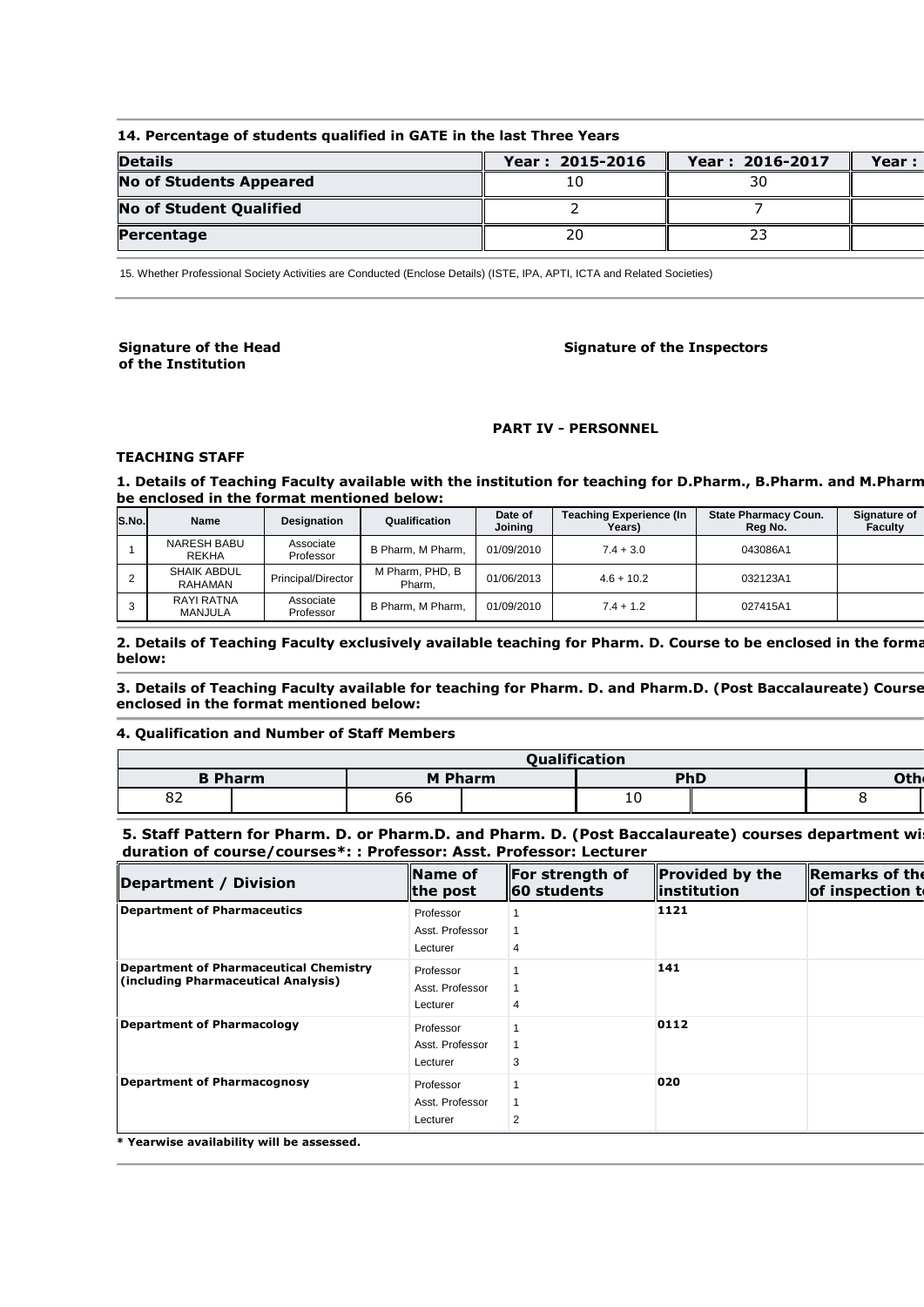### 14. Percentage of students qualified in GATE in the last Three Years

| Details | Year : 2015-2016 | Year : 2016-2017 | Year : |
|---|---|---|---|
| No of Students Appeared | 10 | 30 | |
| No of Student Qualified | 2 | 7 | |
| Percentage | 20 | 23 | |

15. Whether Professional Society Activities are Conducted (Enclose Details) (ISTE, IPA, APTI, ICTA and Related Societies)

**Signature of the Head of the Institution**

**Signature of the Inspectors**

## PART IV - PERSONNEL

### TEACHING STAFF

**1. Details of Teaching Faculty available with the institution for teaching for D.Pharm., B.Pharm. and M.Pharm be enclosed in the format mentioned below:**

| S.No. | Name | Designation | Qualification | Date of Joining | Teaching Experience (In Years) | State Pharmacy Coun. Reg No. | Signature of Faculty |
|---|---|---|---|---|---|---|---|
| 1 | NARESH BABU REKHA | Associate Professor | B Pharm, M Pharm, | 01/09/2010 | 7.4 + 3.0 | 043086A1 | |
| 2 | SHAIK ABDUL RAHAMAN | Principal/Director | M Pharm, PHD, B Pharm, | 01/06/2013 | 4.6 + 10.2 | 032123A1 | |
| 3 | RAYI RATNA MANJULA | Associate Professor | B Pharm, M Pharm, | 01/09/2010 | 7.4 + 1.2 | 027415A1 | |

**2. Details of Teaching Faculty exclusively available teaching for Pharm. D. Course to be enclosed in the forma below:**

**3. Details of Teaching Faculty available for teaching for Pharm. D. and Pharm.D. (Post Baccalaureate) Course enclosed in the format mentioned below:**

**4. Qualification and Number of Staff Members**

| Qualification | | | | | | |
|---|---|---|---|---|---|---|
| B Pharm | | M Pharm | | PhD | | Oth |
| 82 | | 66 | | 10 | | 8 |

**5. Staff Pattern for Pharm. D. or Pharm.D. and Pharm. D. (Post Baccalaureate) courses department wi duration of course/courses\*: : Professor: Asst. Professor: Lecturer**

| Department / Division | Name of the post | For strength of 60 students | Provided by the institution | Remarks of the of inspection t |
|---|---|---|---|---|
| Department of Pharmaceutics | Professor<br>Asst. Professor<br>Lecturer | 1<br>1<br>4 | 1121 | |
| Department of Pharmaceutical Chemistry (including Pharmaceutical Analysis) | Professor<br>Asst. Professor<br>Lecturer | 1<br>1<br>4 | 141 | |
| Department of Pharmacology | Professor<br>Asst. Professor<br>Lecturer | 1<br>1<br>3 | 0112 | |
| Department of Pharmacognosy | Professor<br>Asst. Professor<br>Lecturer | 1<br>1<br>2 | 020 | |

**\* Yearwise availability will be assessed.**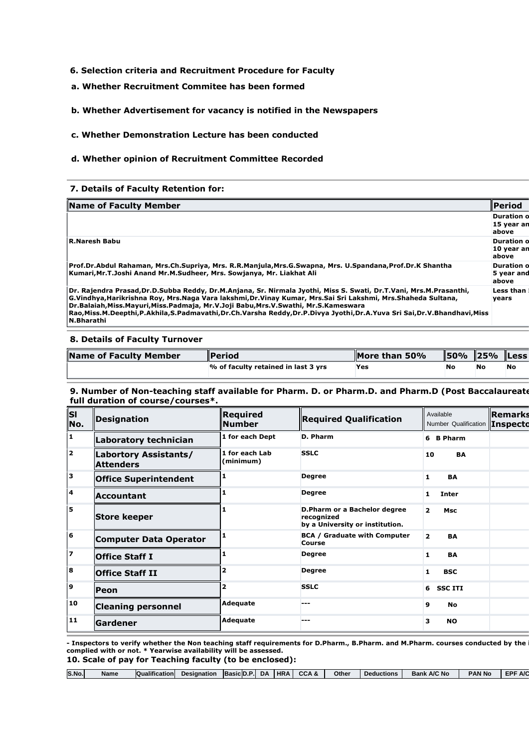### 6. Selection criteria and Recruitment Procedure for Faculty

**a. Whether Recruitment Commitee has been formed**

**b. Whether Advertisement for vacancy is notified in the Newspapers**

**c. Whether Demonstration Lecture has been conducted**

**d. Whether opinion of Recruitment Committee Recorded**

### 7. Details of Faculty Retention for:

| Name of Faculty Member | Period |
|---|---|
| | Duration o 15 year an above |
| R.Naresh Babu | Duration o 10 year an above |
| Prof.Dr.Abdul Rahaman, Mrs.Ch.Supriya, Mrs. R.R.Manjula,Mrs.G.Swapna, Mrs. U.Spandana,Prof.Dr.K Shantha Kumari,Mr.T.Joshi Anand Mr.M.Sudheer, Mrs. Sowjanya, Mr. Liakhat Ali | Duration o 5 year and above |
| Dr. Rajendra Prasad,Dr.D.Subba Reddy, Dr.M.Anjana, Sr. Nirmala Jyothi, Miss S. Swati, Dr.T.Vani, Mrs.M.Prasanthi, G.Vindhya,Harikrishna Roy, Mrs.Naga Vara lakshmi,Dr.Vinay Kumar, Mrs.Sai Sri Lakshmi, Mrs.Shaheda Sultana, Dr.Balaiah,Miss.Mayuri,Miss.Padmaja, Mr.V.Joji Babu,Mrs.V.Swathi, Mr.S.Kameswara Rao,Miss.M.Deepthi,P.Akhila,S.Padmavathi,Dr.Ch.Varsha Reddy,Dr.P.Divya Jyothi,Dr.A.Yuva Sri Sai,Dr.V.Bhandhavi,Miss N.Bharathi | Less than years |

### 8. Details of Faculty Turnover

| Name of Faculty Member | Period | More than 50% | 50% | 25% | Less |
|---|---|---|---|---|---|
| | % of faculty retained in last 3 yrs | Yes | No | No | No |

### 9. Number of Non-teaching staff available for Pharm. D. or Pharm.D. and Pharm.D (Post Baccalaureate full duration of course/courses*.

| Sl No. | Designation | Required Number | Required Qualification | Available Number | Available Qualification | Remarks Inspecto |
|---|---|---|---|---|---|---|
| 1 | Laboratory technician | 1 for each Dept | D. Pharm | 6 | B Pharm | |
| 2 | Labortory Assistants/ Attenders | 1 for each Lab (minimum) | SSLC | 10 | BA | |
| 3 | Office Superintendent | 1 | Degree | 1 | BA | |
| 4 | Accountant | 1 | Degree | 1 | Inter | |
| 5 | Store keeper | 1 | D.Pharm or a Bachelor degree recognized by a University or institution. | 2 | Msc | |
| 6 | Computer Data Operator | 1 | BCA / Graduate with Computer Course | 2 | BA | |
| 7 | Office Staff I | 1 | Degree | 1 | BA | |
| 8 | Office Staff II | 2 | Degree | 1 | BSC | |
| 9 | Peon | 2 | SSLC | 6 | SSC ITI | |
| 10 | Cleaning personnel | Adequate | --- | 9 | No | |
| 11 | Gardener | Adequate | --- | 3 | NO | |

**- Inspectors to verify whether the Non teaching staff requirements for D.Pharm., B.Pharm. and M.Pharm. courses conducted by the i complied with or not. * Yearwise availability will be assessed.**

### 10. Scale of pay for Teaching faculty (to be enclosed):

| S.No. | Name | Qualification | Designation | Basic | D.P. | DA | HRA | CCA & | Other | Deductions | Bank A/C No | PAN No | EPF A/C |
|---|---|---|---|---|---|---|---|---|---|---|---|---|---|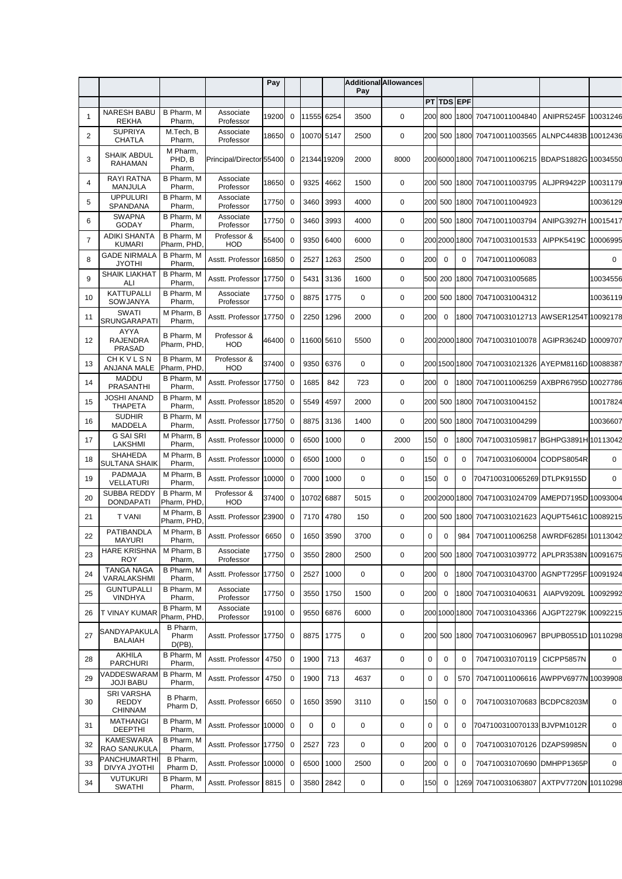| | | | | Pay | | | | Additional Pay | Allowances | | | | | | |
|---|---|---|---|---|---|---|---|---|---|---|---|---|---|---|---|
| | | | | | | | | | | PT | TDS | EPF | | | |
| 1 | NARESH BABU REKHA | B Pharm, M Pharm, | Associate Professor | 19200 | 0 | 11555 | 6254 | 3500 | 0 | 200 | 800 | 1800 | 704710011004840 | ANIPR5245F | 10031246 |
| 2 | SUPRIYA CHATLA | M.Tech, B Pharm, | Associate Professor | 18650 | 0 | 10070 | 5147 | 2500 | 0 | 200 | 500 | 1800 | 704710011003565 | ALNPC4483B | 10012436 |
| 3 | SHAIK ABDUL RAHAMAN | M Pharm, PHD, B Pharm, | Principal/Director | 55400 | 0 | 21344 | 19209 | 2000 | 8000 | 200 | 6000 | 1800 | 704710011006215 | BDAPS1882G | 10034550 |
| 4 | RAYI RATNA MANJULA | B Pharm, M Pharm, | Associate Professor | 18650 | 0 | 9325 | 4662 | 1500 | 0 | 200 | 500 | 1800 | 704710011003795 | ALJPR9422P | 10031179 |
| 5 | UPPULURI SPANDANA | B Pharm, M Pharm, | Associate Professor | 17750 | 0 | 3460 | 3993 | 4000 | 0 | 200 | 500 | 1800 | 704710011004923 | | 10036129 |
| 6 | SWAPNA GODAY | B Pharm, M Pharm, | Associate Professor | 17750 | 0 | 3460 | 3993 | 4000 | 0 | 200 | 500 | 1800 | 704710011003794 | ANIPG3927H | 10015417 |
| 7 | ADIKI SHANTA KUMARI | B Pharm, M Pharm, PHD, | Professor & HOD | 55400 | 0 | 9350 | 6400 | 6000 | 0 | 200 | 2000 | 1800 | 704710031001533 | AIPPK5419C | 10006995 |
| 8 | GADE NIRMALA JYOTHI | B Pharm, M Pharm, | Asstt. Professor | 16850 | 0 | 2527 | 1263 | 2500 | 0 | 200 | 0 | 0 | 704710011006083 | | 0 |
| 9 | SHAIK LIAKHAT ALI | B Pharm, M Pharm, | Asstt. Professor | 17750 | 0 | 5431 | 3136 | 1600 | 0 | 500 | 200 | 1800 | 704710031005685 | | 10034556 |
| 10 | KATTUPALLI SOWJANYA | B Pharm, M Pharm, | Associate Professor | 17750 | 0 | 8875 | 1775 | 0 | 0 | 200 | 500 | 1800 | 704710031004312 | | 10036119 |
| 11 | SWATI SRUNGARAPATI | M Pharm, B Pharm, | Asstt. Professor | 17750 | 0 | 2250 | 1296 | 2000 | 0 | 200 | 0 | 1800 | 704710031012713 | AWSER1254T | 10092178 |
| 12 | AYYA RAJENDRA PRASAD | B Pharm, M Pharm, PHD, | Professor & HOD | 46400 | 0 | 11600 | 5610 | 5500 | 0 | 200 | 2000 | 1800 | 704710031010078 | AGIPR3624D | 10009707 |
| 13 | CH K V L S N ANJANA MALE | B Pharm, M Pharm, PHD, | Professor & HOD | 37400 | 0 | 9350 | 6376 | 0 | 0 | 200 | 1500 | 1800 | 704710031021326 | AYEPM8116D | 10088387 |
| 14 | MADDU PRASANTHI | B Pharm, M Pharm, | Asstt. Professor | 17750 | 0 | 1685 | 842 | 723 | 0 | 200 | 0 | 1800 | 704710011006259 | AXBPR6795D | 10027786 |
| 15 | JOSHI ANAND THAPETA | B Pharm, M Pharm, | Asstt. Professor | 18520 | 0 | 5549 | 4597 | 2000 | 0 | 200 | 500 | 1800 | 704710031004152 | | 10017824 |
| 16 | SUDHIR MADDELA | B Pharm, M Pharm, | Asstt. Professor | 17750 | 0 | 8875 | 3136 | 1400 | 0 | 200 | 500 | 1800 | 704710031004299 | | 10036607 |
| 17 | G SAI SRI LAKSHMI | M Pharm, B Pharm, | Asstt. Professor | 10000 | 0 | 6500 | 1000 | 0 | 2000 | 150 | 0 | 1800 | 704710031059817 | BGHPG3891H | 10113042 |
| 18 | SHAHEDA SULTANA SHAIK | M Pharm, B Pharm, | Asstt. Professor | 10000 | 0 | 6500 | 1000 | 0 | 0 | 150 | 0 | 0 | 704710031060004 | CODPS8054R | 0 |
| 19 | PADMAJA VELLATURI | M Pharm, B Pharm, | Asstt. Professor | 10000 | 0 | 7000 | 1000 | 0 | 0 | 150 | 0 | 0 | 7047100310065269 | DTLPK9155D | 0 |
| 20 | SUBBA REDDY DONDAPATI | B Pharm, M Pharm, PHD, | Professor & HOD | 37400 | 0 | 10702 | 6887 | 5015 | 0 | 200 | 2000 | 1800 | 704710031024709 | AMEPD7195D | 10093004 |
| 21 | T VANI | M Pharm, B Pharm, PHD, | Asstt. Professor | 23900 | 0 | 7170 | 4780 | 150 | 0 | 200 | 500 | 1800 | 704710031021623 | AQUPT5461C | 10089215 |
| 22 | PATIBANDLA MAYURI | M Pharm, B Pharm, | Asstt. Professor | 6650 | 0 | 1650 | 3590 | 3700 | 0 | 0 | 0 | 984 | 704710011006258 | AWRDF6285I | 10113042 |
| 23 | HARE KRISHNA ROY | M Pharm, B Pharm, | Associate Professor | 17750 | 0 | 3550 | 2800 | 2500 | 0 | 200 | 500 | 1800 | 704710031039772 | APLPR3538N | 10091675 |
| 24 | TANGA NAGA VARALAKSHMI | B Pharm, M Pharm, | Asstt. Professor | 17750 | 0 | 2527 | 1000 | 0 | 0 | 200 | 0 | 1800 | 704710031043700 | AGNPT7295F | 10091924 |
| 25 | GUNTUPALLI VINDHYA | B Pharm, M Pharm, | Associate Professor | 17750 | 0 | 3550 | 1750 | 1500 | 0 | 200 | 0 | 1800 | 704710031040631 | AIAPV9209L | 10092992 |
| 26 | T VINAY KUMAR | B Pharm, M Pharm, PHD, | Associate Professor | 19100 | 0 | 9550 | 6876 | 6000 | 0 | 200 | 1000 | 1800 | 704710031043366 | AJGPT2279K | 10092215 |
| 27 | SANDYAPAKULA BALAIAH | B Pharm, Pharm D(PB), | Asstt. Professor | 17750 | 0 | 8875 | 1775 | 0 | 0 | 200 | 500 | 1800 | 704710031060967 | BPUPB0551D | 10110298 |
| 28 | AKHILA PARCHURI | B Pharm, M Pharm, | Asstt. Professor | 4750 | 0 | 1900 | 713 | 4637 | 0 | 0 | 0 | 0 | 704710031070119 | CICPP5857N | 0 |
| 29 | VADDESWARAM JOJI BABU | B Pharm, M Pharm, | Asstt. Professor | 4750 | 0 | 1900 | 713 | 4637 | 0 | 0 | 0 | 570 | 704710011006616 | AWPPV6977N | 10039908 |
| 30 | SRI VARSHA REDDY CHINNAM | B Pharm, Pharm D, | Asstt. Professor | 6650 | 0 | 1650 | 3590 | 3110 | 0 | 150 | 0 | 0 | 704710031070683 | BCDPC8203M | 0 |
| 31 | MATHANGI DEEPTHI | B Pharm, M Pharm, | Asstt. Professor | 10000 | 0 | 0 | 0 | 0 | 0 | 0 | 0 | 0 | 7047100310070133 | BJVPM1012R | 0 |
| 32 | KAMESWARA RAO SANUKULA | B Pharm, M Pharm, | Asstt. Professor | 17750 | 0 | 2527 | 723 | 0 | 0 | 200 | 0 | 0 | 704710031070126 | DZAPS9985N | 0 |
| 33 | PANCHUMARTHI DIVYA JYOTHI | B Pharm, Pharm D, | Asstt. Professor | 10000 | 0 | 6500 | 1000 | 2500 | 0 | 200 | 0 | 0 | 704710031070690 | DMHPP1365P | 0 |
| 34 | VUTUKURI SWATHI | B Pharm, M Pharm, | Asstt. Professor | 8815 | 0 | 3580 | 2842 | 0 | 0 | 150 | 0 | 1269 | 704710031063807 | AXTPV7720N | 10110298 |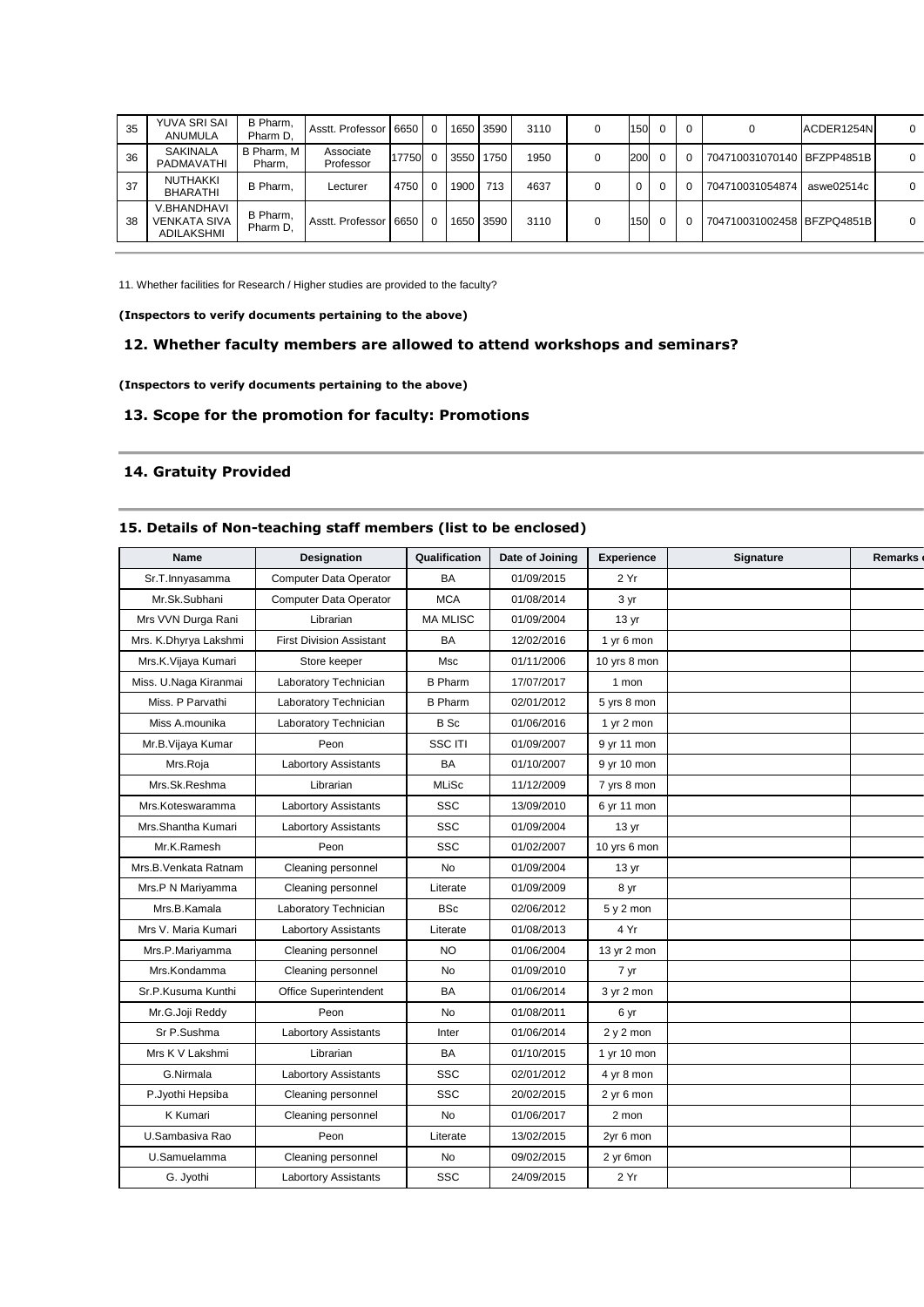| 35 | YUVA SRI SAI ANUMULA | B Pharm, Pharm D, | Asstt. Professor | 6650 | 0 | 1650 | 3590 | 3110 | 0 | 150 | 0 | 0 | 0 | ACDER1254N | 0 |
|---|---|---|---|---|---|---|---|---|---|---|---|---|---|---|---|
| 36 | SAKINALA PADMAVATHI | B Pharm, M Pharm, | Associate Professor | 17750 | 0 | 3550 | 1750 | 1950 | 0 | 200 | 0 | 0 | 704710031070140 | BFZPP4851B | 0 |
| 37 | NUTHAKKI BHARATHI | B Pharm, | Lecturer | 4750 | 0 | 1900 | 713 | 4637 | 0 | 0 | 0 | 0 | 704710031054874 | aswe02514c | 0 |
| 38 | V.BHANDHAVI VENKATA SIVA ADILAKSHMI | B Pharm, Pharm D, | Asstt. Professor | 6650 | 0 | 1650 | 3590 | 3110 | 0 | 150 | 0 | 0 | 704710031002458 | BFZPQ4851B | 0 |

11. Whether facilities for Research / Higher studies are provided to the faculty?

**(Inspectors to verify documents pertaining to the above)**

### 12. Whether faculty members are allowed to attend workshops and seminars?

**(Inspectors to verify documents pertaining to the above)**

### 13. Scope for the promotion for faculty: Promotions

### 14. Gratuity Provided

### 15. Details of Non-teaching staff members (list to be enclosed)

| Name | Designation | Qualification | Date of Joining | Experience | Signature | Remarks |
|---|---|---|---|---|---|---|
| Sr.T.Innyasamma | Computer Data Operator | BA | 01/09/2015 | 2 Yr | | |
| Mr.Sk.Subhani | Computer Data Operator | MCA | 01/08/2014 | 3 yr | | |
| Mrs VVN Durga Rani | Librarian | MA MLISC | 01/09/2004 | 13 yr | | |
| Mrs. K.Dhyrya Lakshmi | First Division Assistant | BA | 12/02/2016 | 1 yr 6 mon | | |
| Mrs.K.Vijaya Kumari | Store keeper | Msc | 01/11/2006 | 10 yrs 8 mon | | |
| Miss. U.Naga Kiranmai | Laboratory Technician | B Pharm | 17/07/2017 | 1 mon | | |
| Miss. P Parvathi | Laboratory Technician | B Pharm | 02/01/2012 | 5 yrs 8 mon | | |
| Miss A.mounika | Laboratory Technician | B Sc | 01/06/2016 | 1 yr 2 mon | | |
| Mr.B.Vijaya Kumar | Peon | SSC ITI | 01/09/2007 | 9 yr 11 mon | | |
| Mrs.Roja | Labortory Assistants | BA | 01/10/2007 | 9 yr 10 mon | | |
| Mrs.Sk.Reshma | Librarian | MLiSc | 11/12/2009 | 7 yrs 8 mon | | |
| Mrs.Koteswaramma | Labortory Assistants | SSC | 13/09/2010 | 6 yr 11 mon | | |
| Mrs.Shantha Kumari | Labortory Assistants | SSC | 01/09/2004 | 13 yr | | |
| Mr.K.Ramesh | Peon | SSC | 01/02/2007 | 10 yrs 6 mon | | |
| Mrs.B.Venkata Ratnam | Cleaning personnel | No | 01/09/2004 | 13 yr | | |
| Mrs.P N Mariyamma | Cleaning personnel | Literate | 01/09/2009 | 8 yr | | |
| Mrs.B.Kamala | Laboratory Technician | BSc | 02/06/2012 | 5 y 2 mon | | |
| Mrs V. Maria Kumari | Labortory Assistants | Literate | 01/08/2013 | 4 Yr | | |
| Mrs.P.Mariyamma | Cleaning personnel | NO | 01/06/2004 | 13 yr 2 mon | | |
| Mrs.Kondamma | Cleaning personnel | No | 01/09/2010 | 7 yr | | |
| Sr.P.Kusuma Kunthi | Office Superintendent | BA | 01/06/2014 | 3 yr 2 mon | | |
| Mr.G.Joji Reddy | Peon | No | 01/08/2011 | 6 yr | | |
| Sr P.Sushma | Labortory Assistants | Inter | 01/06/2014 | 2 y 2 mon | | |
| Mrs K V Lakshmi | Librarian | BA | 01/10/2015 | 1 yr 10 mon | | |
| G.Nirmala | Labortory Assistants | SSC | 02/01/2012 | 4 yr 8 mon | | |
| P.Jyothi Hepsiba | Cleaning personnel | SSC | 20/02/2015 | 2 yr 6 mon | | |
| K Kumari | Cleaning personnel | No | 01/06/2017 | 2 mon | | |
| U.Sambasiva Rao | Peon | Literate | 13/02/2015 | 2yr 6 mon | | |
| U.Samuelamma | Cleaning personnel | No | 09/02/2015 | 2 yr 6mon | | |
| G. Jyothi | Labortory Assistants | SSC | 24/09/2015 | 2 Yr | | |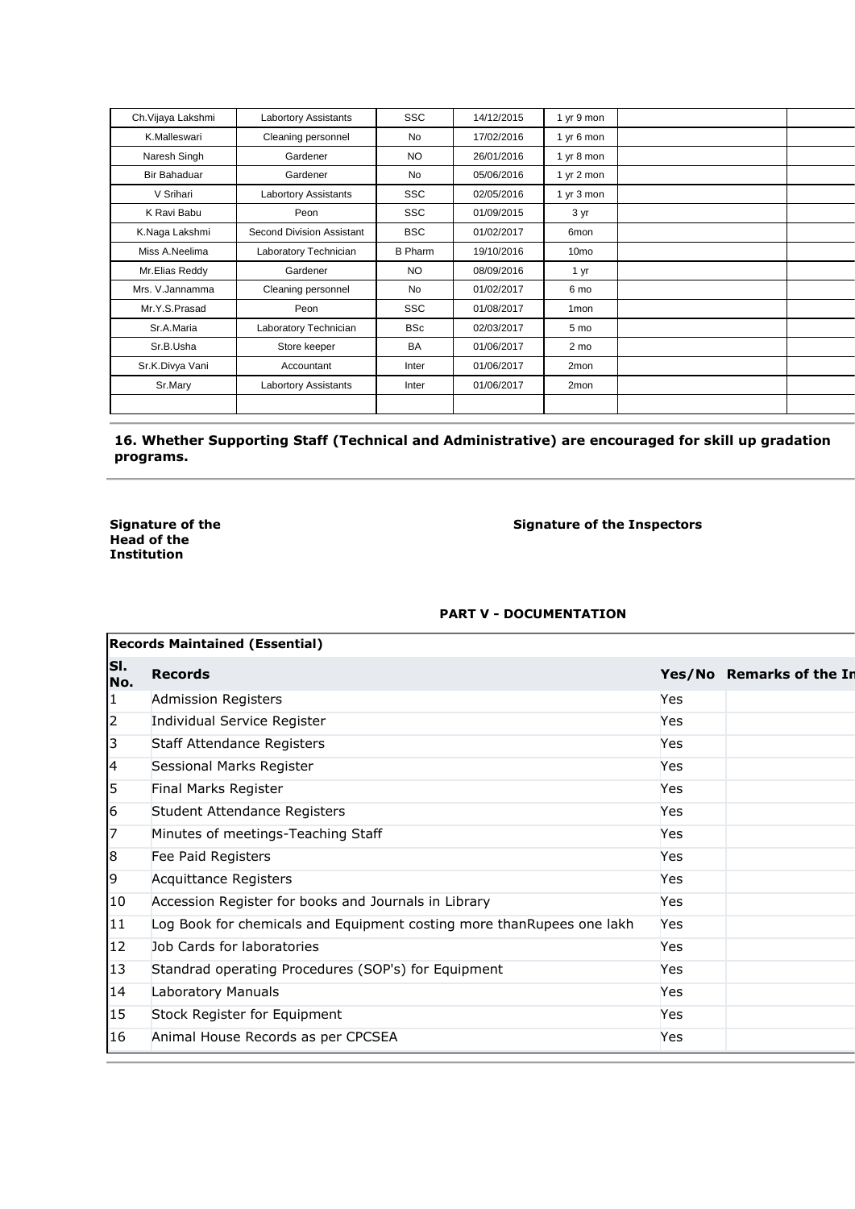| | | | | | | |
|---|---|---|---|---|---|---|
| Ch.Vijaya Lakshmi | Labortory Assistants | SSC | 14/12/2015 | 1 yr 9 mon | | |
| K.Malleswari | Cleaning personnel | No | 17/02/2016 | 1 yr 6 mon | | |
| Naresh Singh | Gardener | NO | 26/01/2016 | 1 yr 8 mon | | |
| Bir Bahaduar | Gardener | No | 05/06/2016 | 1 yr 2 mon | | |
| V Srihari | Labortory Assistants | SSC | 02/05/2016 | 1 yr 3 mon | | |
| K Ravi Babu | Peon | SSC | 01/09/2015 | 3 yr | | |
| K.Naga Lakshmi | Second Division Assistant | BSC | 01/02/2017 | 6mon | | |
| Miss A.Neelima | Laboratory Technician | B Pharm | 19/10/2016 | 10mo | | |
| Mr.Elias Reddy | Gardener | NO | 08/09/2016 | 1 yr | | |
| Mrs. V.Jannamma | Cleaning personnel | No | 01/02/2017 | 6 mo | | |
| Mr.Y.S.Prasad | Peon | SSC | 01/08/2017 | 1mon | | |
| Sr.A.Maria | Laboratory Technician | BSc | 02/03/2017 | 5 mo | | |
| Sr.B.Usha | Store keeper | BA | 01/06/2017 | 2 mo | | |
| Sr.K.Divya Vani | Accountant | Inter | 01/06/2017 | 2mon | | |
| Sr.Mary | Labortory Assistants | Inter | 01/06/2017 | 2mon | | |
| | | | | | | |

**16. Whether Supporting Staff (Technical and Administrative) are encouraged for skill up gradation programs.**

**Signature of the Head of the Institution**

**Signature of the Inspectors**

**PART V - DOCUMENTATION**

**Records Maintained (Essential)**

| Sl. No. | Records | Yes/No | Remarks of the In |
|---|---|---|---|
| 1 | Admission Registers | Yes | |
| 2 | Individual Service Register | Yes | |
| 3 | Staff Attendance Registers | Yes | |
| 4 | Sessional Marks Register | Yes | |
| 5 | Final Marks Register | Yes | |
| 6 | Student Attendance Registers | Yes | |
| 7 | Minutes of meetings-Teaching Staff | Yes | |
| 8 | Fee Paid Registers | Yes | |
| 9 | Acquittance Registers | Yes | |
| 10 | Accession Register for books and Journals in Library | Yes | |
| 11 | Log Book for chemicals and Equipment costing more thanRupees one lakh | Yes | |
| 12 | Job Cards for laboratories | Yes | |
| 13 | Standrad operating Procedures (SOP's) for Equipment | Yes | |
| 14 | Laboratory Manuals | Yes | |
| 15 | Stock Register for Equipment | Yes | |
| 16 | Animal House Records as per CPCSEA | Yes | |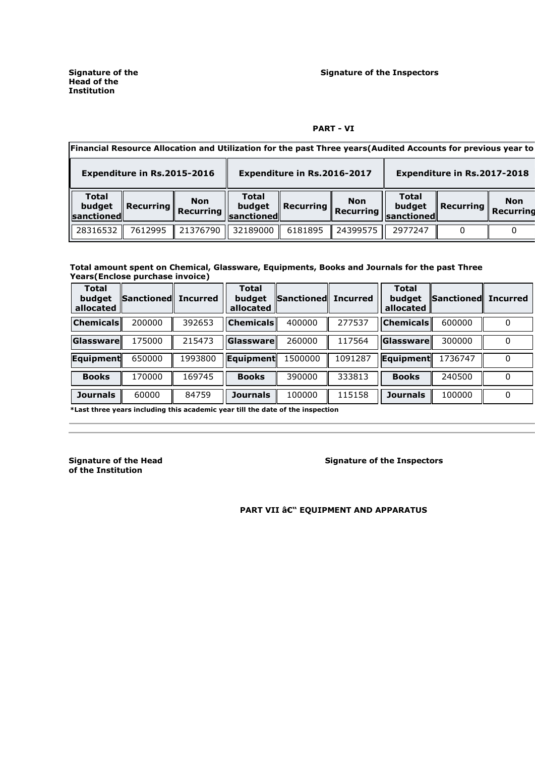**Signature of the Head of the Institution**

**Signature of the Inspectors**

**PART - VI**

| Financial Resource Allocation and Utilization for the past Three years(Audited Accounts for previous year to | | | | | | | | |
|---|---|---|---|---|---|---|---|---|
| **Expenditure in Rs.2015-2016** | | | **Expenditure in Rs.2016-2017** | | | **Expenditure in Rs.2017-2018** | | |
| **Total budget sanctioned** | **Recurring** | **Non Recurring** | **Total budget sanctioned** | **Recurring** | **Non Recurring** | **Total budget sanctioned** | **Recurring** | **Non Recurring** |
| 28316532 | 7612995 | 21376790 | 32189000 | 6181895 | 24399575 | 2977247 | 0 | 0 |

**Total amount spent on Chemical, Glassware, Equipments, Books and Journals for the past Three Years(Enclose purchase invoice)**

| Total budget allocated | Sanctioned | Incurred | Total budget allocated | Sanctioned | Incurred | Total budget allocated | Sanctioned | Incurred |
|---|---|---|---|---|---|---|---|---|
| **Chemicals** | 200000 | 392653 | **Chemicals** | 400000 | 277537 | **Chemicals** | 600000 | 0 |
| **Glassware** | 175000 | 215473 | **Glassware** | 260000 | 117564 | **Glassware** | 300000 | 0 |
| **Equipment** | 650000 | 1993800 | **Equipment** | 1500000 | 1091287 | **Equipment** | 1736747 | 0 |
| **Books** | 170000 | 169745 | **Books** | 390000 | 333813 | **Books** | 240500 | 0 |
| **Journals** | 60000 | 84759 | **Journals** | 100000 | 115158 | **Journals** | 100000 | 0 |

***Last three years including this academic year till the date of the inspection**

**Signature of the Head of the Institution**

**Signature of the Inspectors**

**PART VII â€“ EQUIPMENT AND APPARATUS**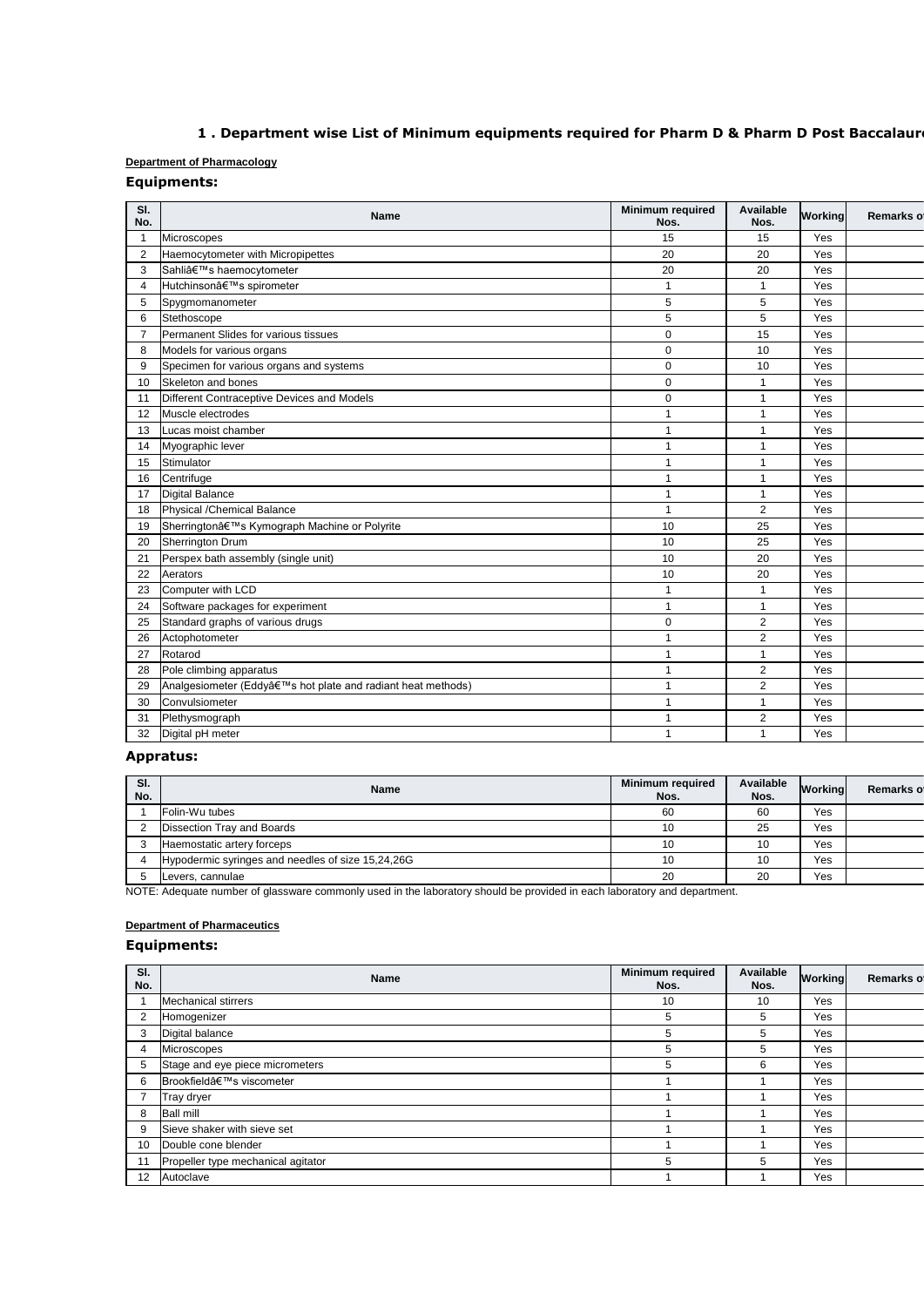## 1 . Department wise List of Minimum equipments required for Pharm D & Pharm D Post Baccalaure

**Department of Pharmacology**

### Equipments:

| Sl. No. | Name | Minimum required Nos. | Available Nos. | Working | Remarks o |
|---|---|---|---|---|---|
| 1 | Microscopes | 15 | 15 | Yes | |
| 2 | Haemocytometer with Micropipettes | 20 | 20 | Yes | |
| 3 | Sahliâ€™s haemocytometer | 20 | 20 | Yes | |
| 4 | Hutchinsonâ€™s spirometer | 1 | 1 | Yes | |
| 5 | Spygmomanometer | 5 | 5 | Yes | |
| 6 | Stethoscope | 5 | 5 | Yes | |
| 7 | Permanent Slides for various tissues | 0 | 15 | Yes | |
| 8 | Models for various organs | 0 | 10 | Yes | |
| 9 | Specimen for various organs and systems | 0 | 10 | Yes | |
| 10 | Skeleton and bones | 0 | 1 | Yes | |
| 11 | Different Contraceptive Devices and Models | 0 | 1 | Yes | |
| 12 | Muscle electrodes | 1 | 1 | Yes | |
| 13 | Lucas moist chamber | 1 | 1 | Yes | |
| 14 | Myographic lever | 1 | 1 | Yes | |
| 15 | Stimulator | 1 | 1 | Yes | |
| 16 | Centrifuge | 1 | 1 | Yes | |
| 17 | Digital Balance | 1 | 1 | Yes | |
| 18 | Physical /Chemical Balance | 1 | 2 | Yes | |
| 19 | Sherringtonâ€™s Kymograph Machine or Polyrite | 10 | 25 | Yes | |
| 20 | Sherrington Drum | 10 | 25 | Yes | |
| 21 | Perspex bath assembly (single unit) | 10 | 20 | Yes | |
| 22 | Aerators | 10 | 20 | Yes | |
| 23 | Computer with LCD | 1 | 1 | Yes | |
| 24 | Software packages for experiment | 1 | 1 | Yes | |
| 25 | Standard graphs of various drugs | 0 | 2 | Yes | |
| 26 | Actophotometer | 1 | 2 | Yes | |
| 27 | Rotarod | 1 | 1 | Yes | |
| 28 | Pole climbing apparatus | 1 | 2 | Yes | |
| 29 | Analgesiometer (Eddyâ€™s hot plate and radiant heat methods) | 1 | 2 | Yes | |
| 30 | Convulsiometer | 1 | 1 | Yes | |
| 31 | Plethysmograph | 1 | 2 | Yes | |
| 32 | Digital pH meter | 1 | 1 | Yes | |

### Appratus:

| Sl. No. | Name | Minimum required Nos. | Available Nos. | Working | Remarks o |
|---|---|---|---|---|---|
| 1 | Folin-Wu tubes | 60 | 60 | Yes | |
| 2 | Dissection Tray and Boards | 10 | 25 | Yes | |
| 3 | Haemostatic artery forceps | 10 | 10 | Yes | |
| 4 | Hypodermic syringes and needles of size 15,24,26G | 10 | 10 | Yes | |
| 5 | Levers, cannulae | 20 | 20 | Yes | |

NOTE: Adequate number of glassware commonly used in the laboratory should be provided in each laboratory and department.

**Department of Pharmaceutics**

### Equipments:

| Sl. No. | Name | Minimum required Nos. | Available Nos. | Working | Remarks o |
|---|---|---|---|---|---|
| 1 | Mechanical stirrers | 10 | 10 | Yes | |
| 2 | Homogenizer | 5 | 5 | Yes | |
| 3 | Digital balance | 5 | 5 | Yes | |
| 4 | Microscopes | 5 | 5 | Yes | |
| 5 | Stage and eye piece micrometers | 5 | 6 | Yes | |
| 6 | Brookfieldâ€™s viscometer | 1 | 1 | Yes | |
| 7 | Tray dryer | 1 | 1 | Yes | |
| 8 | Ball mill | 1 | 1 | Yes | |
| 9 | Sieve shaker with sieve set | 1 | 1 | Yes | |
| 10 | Double cone blender | 1 | 1 | Yes | |
| 11 | Propeller type mechanical agitator | 5 | 5 | Yes | |
| 12 | Autoclave | 1 | 1 | Yes | |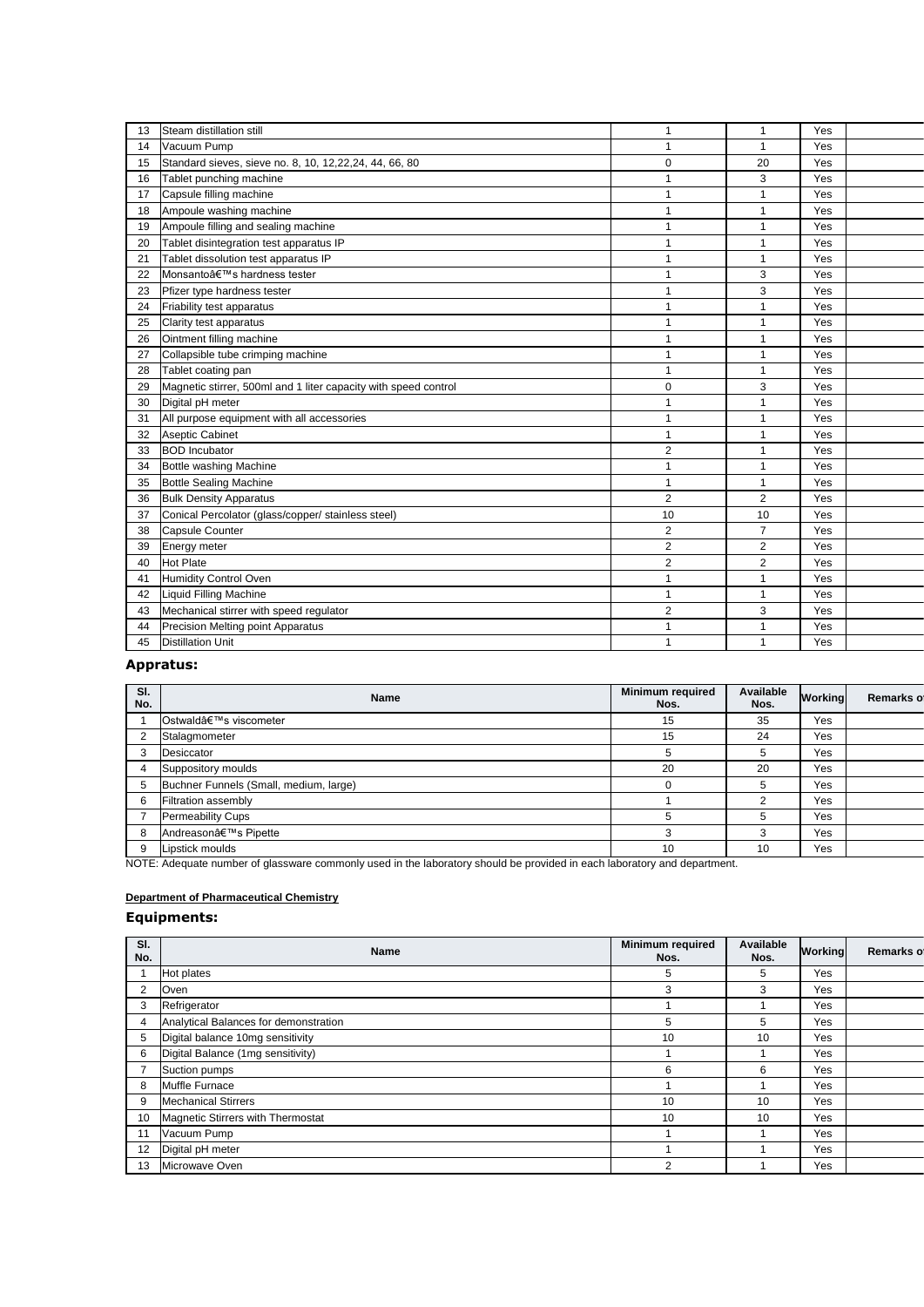| Sl. No. | Name | Minimum required Nos. | Available Nos. | Working | Remarks o |
|---|---|---|---|---|---|
| 13 | Steam distillation still | 1 | 1 | Yes | |
| 14 | Vacuum Pump | 1 | 1 | Yes | |
| 15 | Standard sieves, sieve no. 8, 10, 12,22,24, 44, 66, 80 | 0 | 20 | Yes | |
| 16 | Tablet punching machine | 1 | 3 | Yes | |
| 17 | Capsule filling machine | 1 | 1 | Yes | |
| 18 | Ampoule washing machine | 1 | 1 | Yes | |
| 19 | Ampoule filling and sealing machine | 1 | 1 | Yes | |
| 20 | Tablet disintegration test apparatus IP | 1 | 1 | Yes | |
| 21 | Tablet dissolution test apparatus IP | 1 | 1 | Yes | |
| 22 | Monsantoâ€™s hardness tester | 1 | 3 | Yes | |
| 23 | Pfizer type hardness tester | 1 | 3 | Yes | |
| 24 | Friability test apparatus | 1 | 1 | Yes | |
| 25 | Clarity test apparatus | 1 | 1 | Yes | |
| 26 | Ointment filling machine | 1 | 1 | Yes | |
| 27 | Collapsible tube crimping machine | 1 | 1 | Yes | |
| 28 | Tablet coating pan | 1 | 1 | Yes | |
| 29 | Magnetic stirrer, 500ml and 1 liter capacity with speed control | 0 | 3 | Yes | |
| 30 | Digital pH meter | 1 | 1 | Yes | |
| 31 | All purpose equipment with all accessories | 1 | 1 | Yes | |
| 32 | Aseptic Cabinet | 1 | 1 | Yes | |
| 33 | BOD Incubator | 2 | 1 | Yes | |
| 34 | Bottle washing Machine | 1 | 1 | Yes | |
| 35 | Bottle Sealing Machine | 1 | 1 | Yes | |
| 36 | Bulk Density Apparatus | 2 | 2 | Yes | |
| 37 | Conical Percolator (glass/copper/ stainless steel) | 10 | 10 | Yes | |
| 38 | Capsule Counter | 2 | 7 | Yes | |
| 39 | Energy meter | 2 | 2 | Yes | |
| 40 | Hot Plate | 2 | 2 | Yes | |
| 41 | Humidity Control Oven | 1 | 1 | Yes | |
| 42 | Liquid Filling Machine | 1 | 1 | Yes | |
| 43 | Mechanical stirrer with speed regulator | 2 | 3 | Yes | |
| 44 | Precision Melting point Apparatus | 1 | 1 | Yes | |
| 45 | Distillation Unit | 1 | 1 | Yes | |

### Appratus:

| Sl. No. | Name | Minimum required Nos. | Available Nos. | Working | Remarks o |
|---|---|---|---|---|---|
| 1 | Ostwaldâ€™s viscometer | 15 | 35 | Yes | |
| 2 | Stalagmometer | 15 | 24 | Yes | |
| 3 | Desiccator | 5 | 5 | Yes | |
| 4 | Suppository moulds | 20 | 20 | Yes | |
| 5 | Buchner Funnels (Small, medium, large) | 0 | 5 | Yes | |
| 6 | Filtration assembly | 1 | 2 | Yes | |
| 7 | Permeability Cups | 5 | 5 | Yes | |
| 8 | Andreasonâ€™s Pipette | 3 | 3 | Yes | |
| 9 | Lipstick moulds | 10 | 10 | Yes | |

NOTE: Adequate number of glassware commonly used in the laboratory should be provided in each laboratory and department.

**Department of Pharmaceutical Chemistry**

### Equipments:

| Sl. No. | Name | Minimum required Nos. | Available Nos. | Working | Remarks o |
|---|---|---|---|---|---|
| 1 | Hot plates | 5 | 5 | Yes | |
| 2 | Oven | 3 | 3 | Yes | |
| 3 | Refrigerator | 1 | 1 | Yes | |
| 4 | Analytical Balances for demonstration | 5 | 5 | Yes | |
| 5 | Digital balance 10mg sensitivity | 10 | 10 | Yes | |
| 6 | Digital Balance (1mg sensitivity) | 1 | 1 | Yes | |
| 7 | Suction pumps | 6 | 6 | Yes | |
| 8 | Muffle Furnace | 1 | 1 | Yes | |
| 9 | Mechanical Stirrers | 10 | 10 | Yes | |
| 10 | Magnetic Stirrers with Thermostat | 10 | 10 | Yes | |
| 11 | Vacuum Pump | 1 | 1 | Yes | |
| 12 | Digital pH meter | 1 | 1 | Yes | |
| 13 | Microwave Oven | 2 | 1 | Yes | |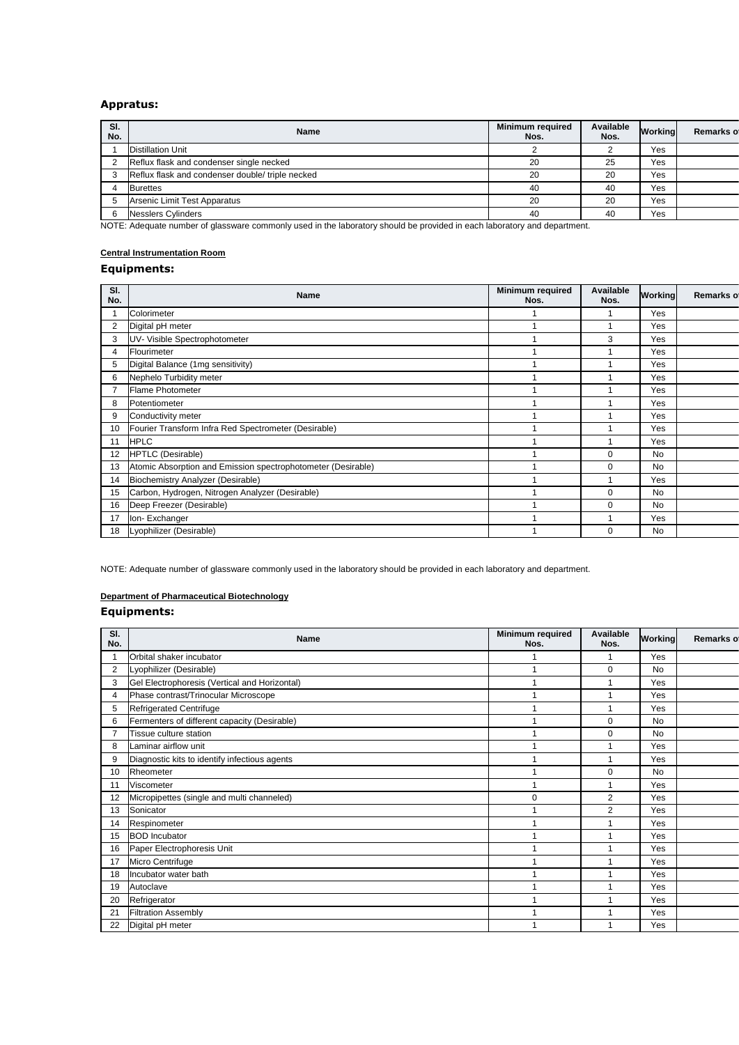### Appratus:

| Sl. No. | Name | Minimum required Nos. | Available Nos. | Working | Remarks o |
|---|---|---|---|---|---|
| 1 | Distillation Unit | 2 | 2 | Yes | |
| 2 | Reflux flask and condenser single necked | 20 | 25 | Yes | |
| 3 | Reflux flask and condenser double/ triple necked | 20 | 20 | Yes | |
| 4 | Burettes | 40 | 40 | Yes | |
| 5 | Arsenic Limit Test Apparatus | 20 | 20 | Yes | |
| 6 | Nesslers Cylinders | 40 | 40 | Yes | |

NOTE: Adequate number of glassware commonly used in the laboratory should be provided in each laboratory and department.

**Central Instrumentation Room**

### Equipments:

| Sl. No. | Name | Minimum required Nos. | Available Nos. | Working | Remarks o |
|---|---|---|---|---|---|
| 1 | Colorimeter | 1 | 1 | Yes | |
| 2 | Digital pH meter | 1 | 1 | Yes | |
| 3 | UV- Visible Spectrophotometer | 1 | 3 | Yes | |
| 4 | Flourimeter | 1 | 1 | Yes | |
| 5 | Digital Balance (1mg sensitivity) | 1 | 1 | Yes | |
| 6 | Nephelo Turbidity meter | 1 | 1 | Yes | |
| 7 | Flame Photometer | 1 | 1 | Yes | |
| 8 | Potentiometer | 1 | 1 | Yes | |
| 9 | Conductivity meter | 1 | 1 | Yes | |
| 10 | Fourier Transform Infra Red Spectrometer (Desirable) | 1 | 1 | Yes | |
| 11 | HPLC | 1 | 1 | Yes | |
| 12 | HPTLC (Desirable) | 1 | 0 | No | |
| 13 | Atomic Absorption and Emission spectrophotometer (Desirable) | 1 | 0 | No | |
| 14 | Biochemistry Analyzer (Desirable) | 1 | 1 | Yes | |
| 15 | Carbon, Hydrogen, Nitrogen Analyzer (Desirable) | 1 | 0 | No | |
| 16 | Deep Freezer (Desirable) | 1 | 0 | No | |
| 17 | Ion- Exchanger | 1 | 1 | Yes | |
| 18 | Lyophilizer (Desirable) | 1 | 0 | No | |

NOTE: Adequate number of glassware commonly used in the laboratory should be provided in each laboratory and department.

**Department of Pharmaceutical Biotechnology**

### Equipments:

| Sl. No. | Name | Minimum required Nos. | Available Nos. | Working | Remarks o |
|---|---|---|---|---|---|
| 1 | Orbital shaker incubator | 1 | 1 | Yes | |
| 2 | Lyophilizer (Desirable) | 1 | 0 | No | |
| 3 | Gel Electrophoresis (Vertical and Horizontal) | 1 | 1 | Yes | |
| 4 | Phase contrast/Trinocular Microscope | 1 | 1 | Yes | |
| 5 | Refrigerated Centrifuge | 1 | 1 | Yes | |
| 6 | Fermenters of different capacity (Desirable) | 1 | 0 | No | |
| 7 | Tissue culture station | 1 | 0 | No | |
| 8 | Laminar airflow unit | 1 | 1 | Yes | |
| 9 | Diagnostic kits to identify infectious agents | 1 | 1 | Yes | |
| 10 | Rheometer | 1 | 0 | No | |
| 11 | Viscometer | 1 | 1 | Yes | |
| 12 | Micropipettes (single and multi channeled) | 0 | 2 | Yes | |
| 13 | Sonicator | 1 | 2 | Yes | |
| 14 | Respinometer | 1 | 1 | Yes | |
| 15 | BOD Incubator | 1 | 1 | Yes | |
| 16 | Paper Electrophoresis Unit | 1 | 1 | Yes | |
| 17 | Micro Centrifuge | 1 | 1 | Yes | |
| 18 | Incubator water bath | 1 | 1 | Yes | |
| 19 | Autoclave | 1 | 1 | Yes | |
| 20 | Refrigerator | 1 | 1 | Yes | |
| 21 | Filtration Assembly | 1 | 1 | Yes | |
| 22 | Digital pH meter | 1 | 1 | Yes | |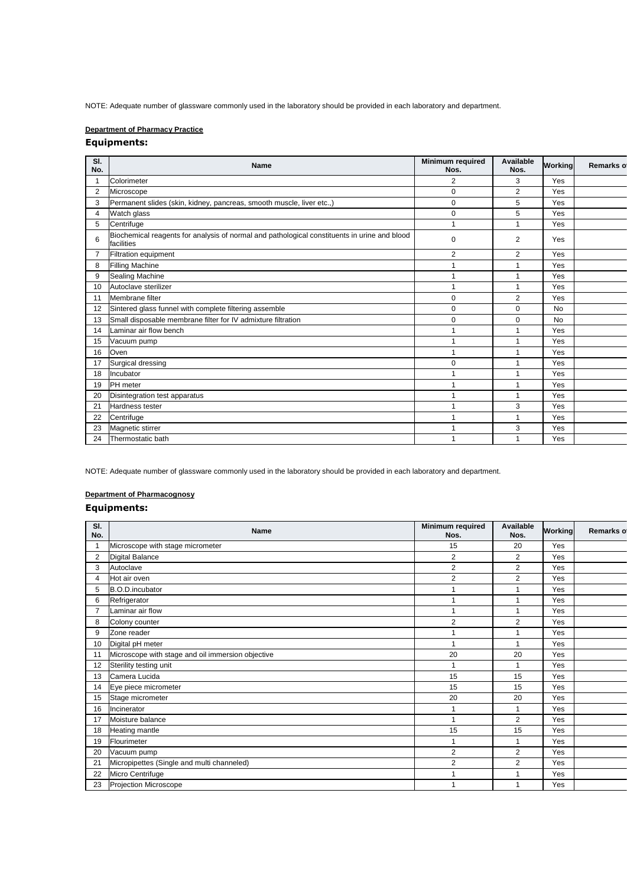NOTE: Adequate number of glassware commonly used in the laboratory should be provided in each laboratory and department.

**Department of Pharmacy Practice**

### Equipments:

| Sl. No. | Name | Minimum required Nos. | Available Nos. | Working | Remarks o |
|---|---|---|---|---|---|
| 1 | Colorimeter | 2 | 3 | Yes | |
| 2 | Microscope | 0 | 2 | Yes | |
| 3 | Permanent slides (skin, kidney, pancreas, smooth muscle, liver etc.,) | 0 | 5 | Yes | |
| 4 | Watch glass | 0 | 5 | Yes | |
| 5 | Centrifuge | 1 | 1 | Yes | |
| 6 | Biochemical reagents for analysis of normal and pathological constituents in urine and blood facilities | 0 | 2 | Yes | |
| 7 | Filtration equipment | 2 | 2 | Yes | |
| 8 | Filling Machine | 1 | 1 | Yes | |
| 9 | Sealing Machine | 1 | 1 | Yes | |
| 10 | Autoclave sterilizer | 1 | 1 | Yes | |
| 11 | Membrane filter | 0 | 2 | Yes | |
| 12 | Sintered glass funnel with complete filtering assemble | 0 | 0 | No | |
| 13 | Small disposable membrane filter for IV admixture filtration | 0 | 0 | No | |
| 14 | Laminar air flow bench | 1 | 1 | Yes | |
| 15 | Vacuum pump | 1 | 1 | Yes | |
| 16 | Oven | 1 | 1 | Yes | |
| 17 | Surgical dressing | 0 | 1 | Yes | |
| 18 | Incubator | 1 | 1 | Yes | |
| 19 | PH meter | 1 | 1 | Yes | |
| 20 | Disintegration test apparatus | 1 | 1 | Yes | |
| 21 | Hardness tester | 1 | 3 | Yes | |
| 22 | Centrifuge | 1 | 1 | Yes | |
| 23 | Magnetic stirrer | 1 | 3 | Yes | |
| 24 | Thermostatic bath | 1 | 1 | Yes | |

NOTE: Adequate number of glassware commonly used in the laboratory should be provided in each laboratory and department.

**Department of Pharmacognosy**

### Equipments:

| Sl. No. | Name | Minimum required Nos. | Available Nos. | Working | Remarks o |
|---|---|---|---|---|---|
| 1 | Microscope with stage micrometer | 15 | 20 | Yes | |
| 2 | Digital Balance | 2 | 2 | Yes | |
| 3 | Autoclave | 2 | 2 | Yes | |
| 4 | Hot air oven | 2 | 2 | Yes | |
| 5 | B.O.D.incubator | 1 | 1 | Yes | |
| 6 | Refrigerator | 1 | 1 | Yes | |
| 7 | Laminar air flow | 1 | 1 | Yes | |
| 8 | Colony counter | 2 | 2 | Yes | |
| 9 | Zone reader | 1 | 1 | Yes | |
| 10 | Digital pH meter | 1 | 1 | Yes | |
| 11 | Microscope with stage and oil immersion objective | 20 | 20 | Yes | |
| 12 | Sterility testing unit | 1 | 1 | Yes | |
| 13 | Camera Lucida | 15 | 15 | Yes | |
| 14 | Eye piece micrometer | 15 | 15 | Yes | |
| 15 | Stage micrometer | 20 | 20 | Yes | |
| 16 | Incinerator | 1 | 1 | Yes | |
| 17 | Moisture balance | 1 | 2 | Yes | |
| 18 | Heating mantle | 15 | 15 | Yes | |
| 19 | Flourimeter | 1 | 1 | Yes | |
| 20 | Vacuum pump | 2 | 2 | Yes | |
| 21 | Micropipettes (Single and multi channeled) | 2 | 2 | Yes | |
| 22 | Micro Centrifuge | 1 | 1 | Yes | |
| 23 | Projection Microscope | 1 | 1 | Yes | |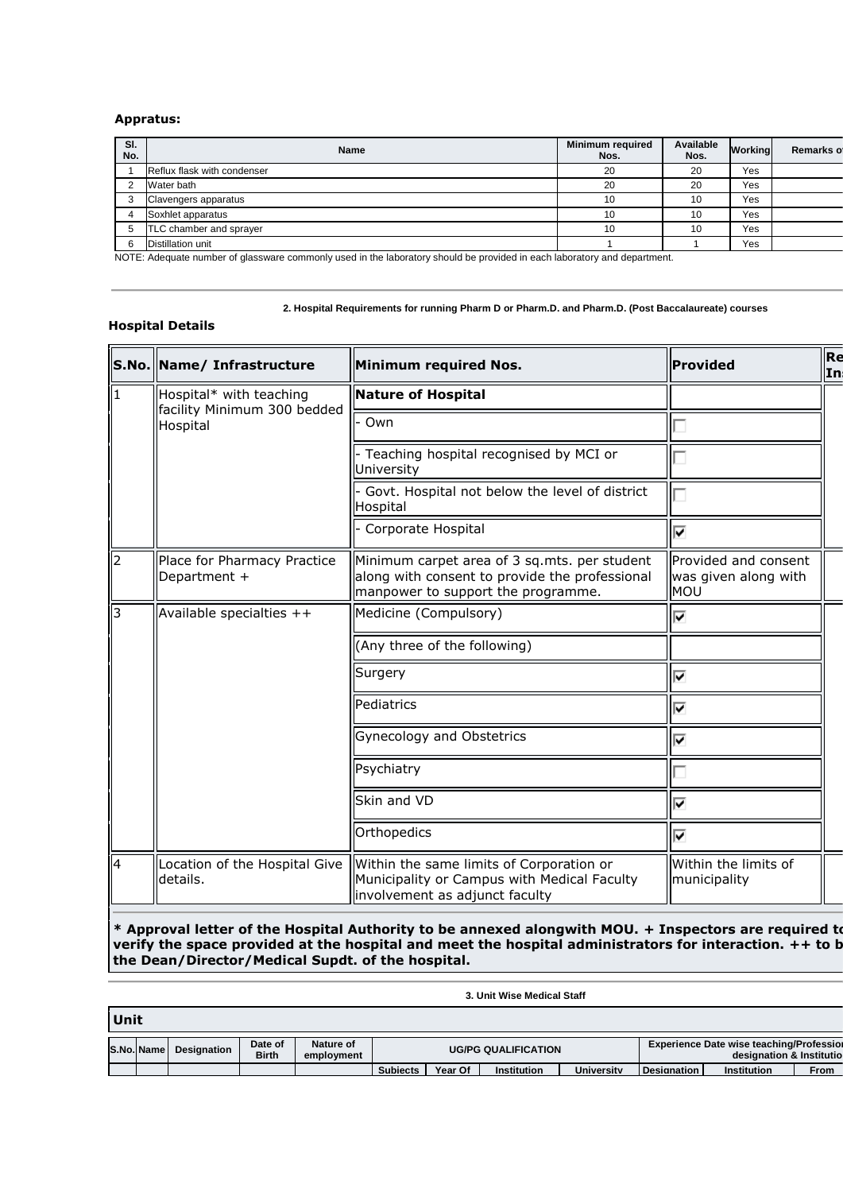**Appratus:**

| Sl. No. | Name | Minimum required Nos. | Available Nos. | Working | Remarks o |
|---|---|---|---|---|---|
| 1 | Reflux flask with condenser | 20 | 20 | Yes | |
| 2 | Water bath | 20 | 20 | Yes | |
| 3 | Clavengers apparatus | 10 | 10 | Yes | |
| 4 | Soxhlet apparatus | 10 | 10 | Yes | |
| 5 | TLC chamber and sprayer | 10 | 10 | Yes | |
| 6 | Distillation unit | 1 | 1 | Yes | |

NOTE: Adequate number of glassware commonly used in the laboratory should be provided in each laboratory and department.

**2. Hospital Requirements for running Pharm D or Pharm.D. and Pharm.D. (Post Baccalaureate) courses**

**Hospital Details**

| S.No. | Name/ Infrastructure | Minimum required Nos. | Provided | Re In |
|---|---|---|---|---|
| 1 | Hospital* with teaching facility Minimum 300 bedded Hospital | **Nature of Hospital** | | |
| | | - Own | ☐ | |
| | | - Teaching hospital recognised by MCI or University | ☐ | |
| | | - Govt. Hospital not below the level of district Hospital | ☐ | |
| | | - Corporate Hospital | ☑ | |
| 2 | Place for Pharmacy Practice Department + | Minimum carpet area of 3 sq.mts. per student along with consent to provide the professional manpower to support the programme. | Provided and consent was given along with MOU | |
| 3 | Available specialties ++ | Medicine (Compulsory) | ☑ | |
| | | (Any three of the following) | | |
| | | Surgery | ☑ | |
| | | Pediatrics | ☑ | |
| | | Gynecology and Obstetrics | ☑ | |
| | | Psychiatry | ☐ | |
| | | Skin and VD | ☑ | |
| | | Orthopedics | ☑ | |
| 4 | Location of the Hospital Give details. | Within the same limits of Corporation or Municipality or Campus with Medical Faculty involvement as adjunct faculty | Within the limits of municipality | |

**\* Approval letter of the Hospital Authority to be annexed alongwith MOU. + Inspectors are required to verify the space provided at the hospital and meet the hospital administrators for interaction. ++ to b the Dean/Director/Medical Supdt. of the hospital.**

**3. Unit Wise Medical Staff**

**Unit**

| S.No. | Name | Designation | Date of Birth | Nature of employment | UG/PG QUALIFICATION | | | | Experience Date wise teaching/Profession designation & Institutio | | |
|---|---|---|---|---|---|---|---|---|---|---|---|
| | | | | | Subjects | Year Of | Institution | University | Designation | Institution | From |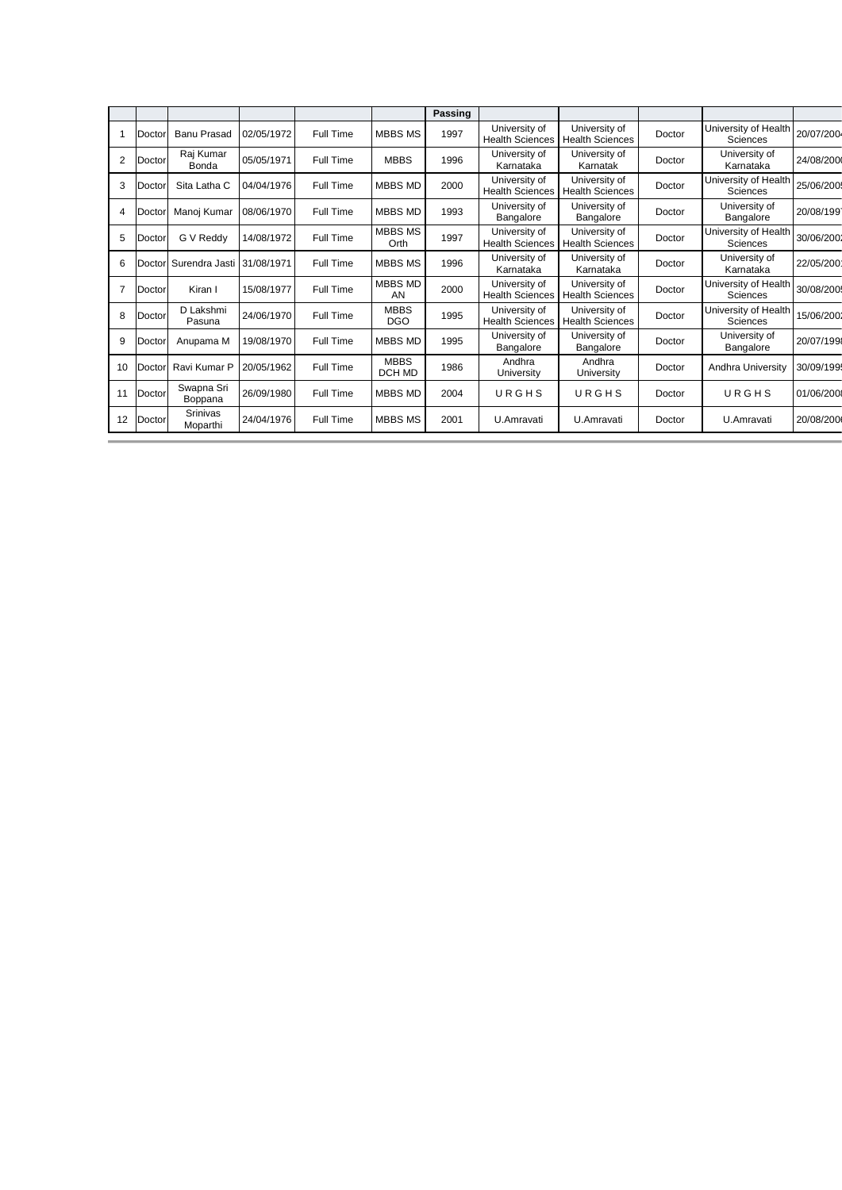| | | | | | | Passing | | | | | |
|---|---|---|---|---|---|---|---|---|---|---|---|
| 1 | Doctor | Banu Prasad | 02/05/1972 | Full Time | MBBS MS | 1997 | University of Health Sciences | University of Health Sciences | Doctor | University of Health Sciences | 20/07/2004 |
| 2 | Doctor | Raj Kumar Bonda | 05/05/1971 | Full Time | MBBS | 1996 | University of Karnataka | University of Karnatak | Doctor | University of Karnataka | 24/08/2000 |
| 3 | Doctor | Sita Latha C | 04/04/1976 | Full Time | MBBS MD | 2000 | University of Health Sciences | University of Health Sciences | Doctor | University of Health Sciences | 25/06/2005 |
| 4 | Doctor | Manoj Kumar | 08/06/1970 | Full Time | MBBS MD | 1993 | University of Bangalore | University of Bangalore | Doctor | University of Bangalore | 20/08/1997 |
| 5 | Doctor | G V Reddy | 14/08/1972 | Full Time | MBBS MS Orth | 1997 | University of Health Sciences | University of Health Sciences | Doctor | University of Health Sciences | 30/06/2002 |
| 6 | Doctor | Surendra Jasti | 31/08/1971 | Full Time | MBBS MS | 1996 | University of Karnataka | University of Karnataka | Doctor | University of Karnataka | 22/05/2001 |
| 7 | Doctor | Kiran I | 15/08/1977 | Full Time | MBBS MD AN | 2000 | University of Health Sciences | University of Health Sciences | Doctor | University of Health Sciences | 30/08/2005 |
| 8 | Doctor | D Lakshmi Pasuna | 24/06/1970 | Full Time | MBBS DGO | 1995 | University of Health Sciences | University of Health Sciences | Doctor | University of Health Sciences | 15/06/2002 |
| 9 | Doctor | Anupama M | 19/08/1970 | Full Time | MBBS MD | 1995 | University of Bangalore | University of Bangalore | Doctor | University of Bangalore | 20/07/1998 |
| 10 | Doctor | Ravi Kumar P | 20/05/1962 | Full Time | MBBS DCH MD | 1986 | Andhra University | Andhra University | Doctor | Andhra University | 30/09/1995 |
| 11 | Doctor | Swapna Sri Boppana | 26/09/1980 | Full Time | MBBS MD | 2004 | U R G H S | U R G H S | Doctor | U R G H S | 01/06/2008 |
| 12 | Doctor | Srinivas Moparthi | 24/04/1976 | Full Time | MBBS MS | 2001 | U.Amravati | U.Amravati | Doctor | U.Amravati | 20/08/2006 |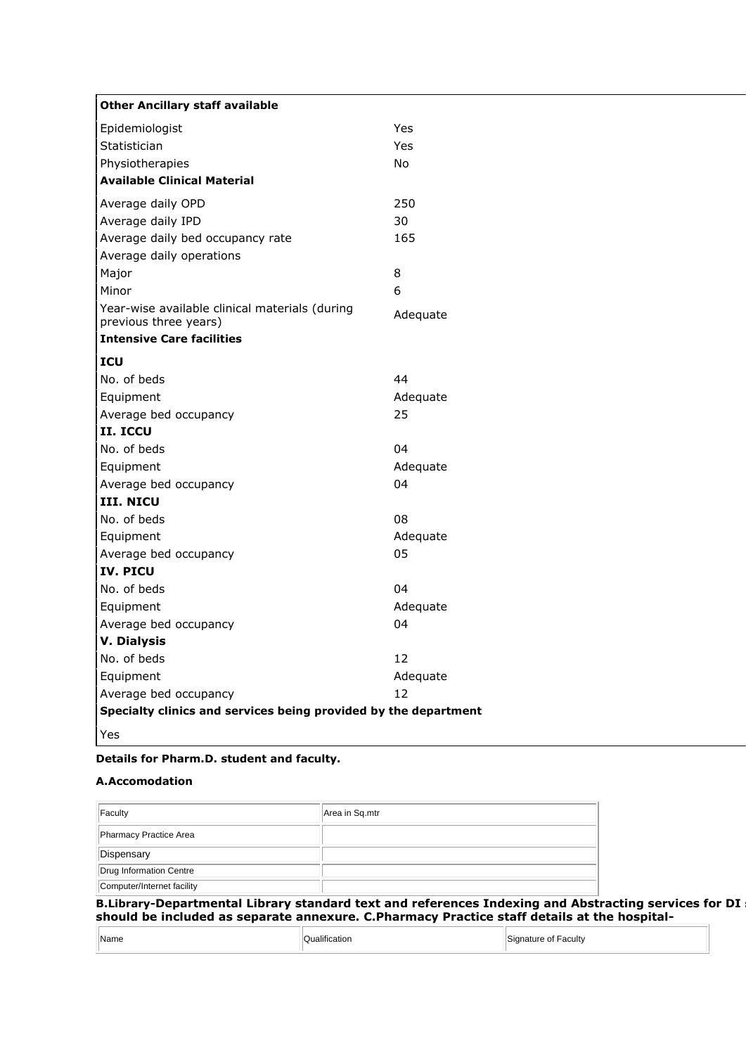| **Other Ancillary staff available** | |
|---|---|
| Epidemiologist | Yes |
| Statistician | Yes |
| Physiotherapies | No |
| **Available Clinical Material** | |
| Average daily OPD | 250 |
| Average daily IPD | 30 |
| Average daily bed occupancy rate | 165 |
| Average daily operations | |
| Major | 8 |
| Minor | 6 |
| Year-wise available clinical materials (during previous three years) | Adequate |
| **Intensive Care facilities** | |
| **ICU** | |
| No. of beds | 44 |
| Equipment | Adequate |
| Average bed occupancy | 25 |
| **II. ICCU** | |
| No. of beds | 04 |
| Equipment | Adequate |
| Average bed occupancy | 04 |
| **III. NICU** | |
| No. of beds | 08 |
| Equipment | Adequate |
| Average bed occupancy | 05 |
| **IV. PICU** | |
| No. of beds | 04 |
| Equipment | Adequate |
| Average bed occupancy | 04 |
| **V. Dialysis** | |
| No. of beds | 12 |
| Equipment | Adequate |
| Average bed occupancy | 12 |
| **Specialty clinics and services being provided by the department** | |
| Yes | |

**Details for Pharm.D. student and faculty.**

**A.Accomodation**

| Faculty | Area in Sq.mtr |
|---|---|
| Pharmacy Practice Area | |
| Dispensary | |
| Drug Information Centre | |
| Computer/Internet facility | |

**B.Library-Departmental Library standard text and references Indexing and Abstracting services for DI should be included as separate annexure. C.Pharmacy Practice staff details at the hospital-**

| Name | Qualification | Signature of Faculty |
|---|---|---|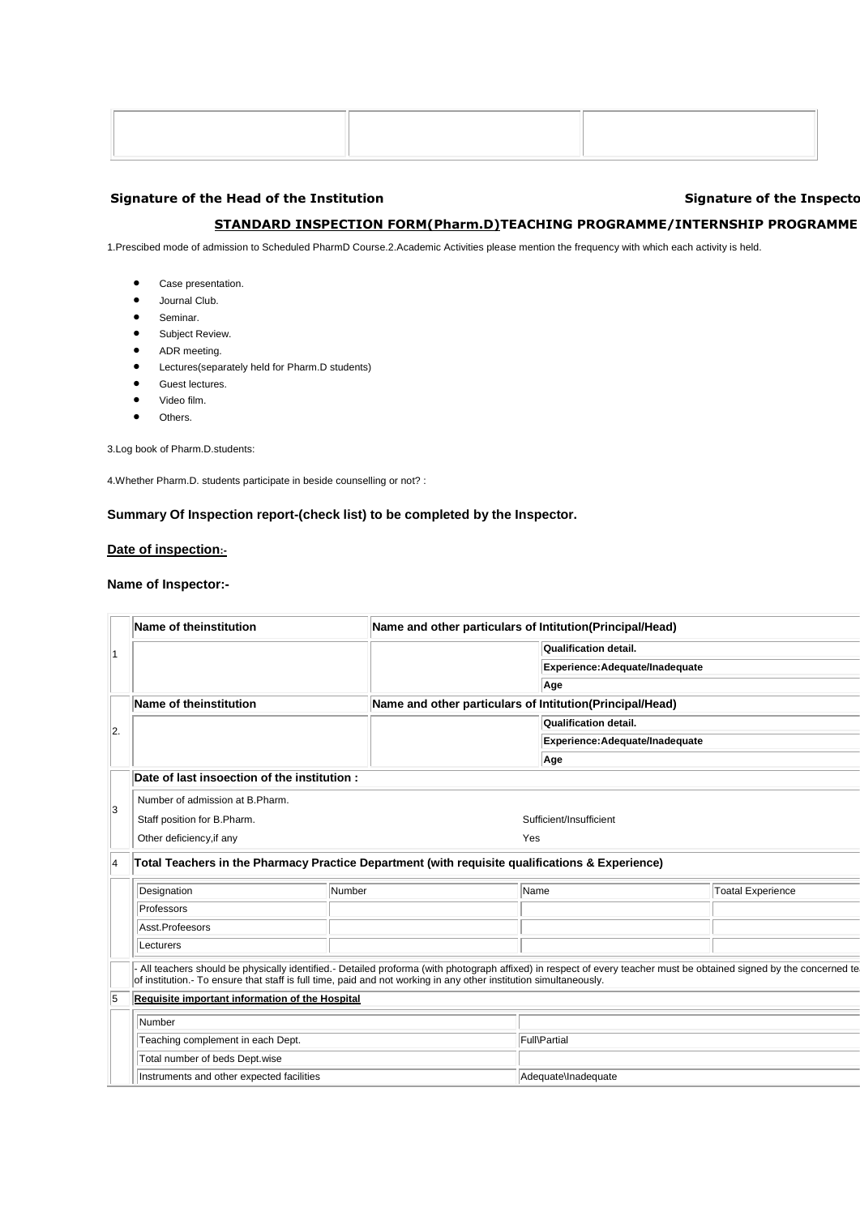| | | |
|---|---|---|
| | | |

**Signature of the Head of the Institution** **Signature of the Inspecto**

## STANDARD INSPECTION FORM(Pharm.D)TEACHING PROGRAMME/INTERNSHIP PROGRAMME

1.Prescibed mode of admission to Scheduled PharmD Course.2.Academic Activities please mention the frequency with which each activity is held.

- Case presentation.
- Journal Club.
- Seminar.
- Subject Review.
- ADR meeting.
- Lectures(separately held for Pharm.D students)
- Guest lectures.
- Video film.
- Others.

3.Log book of Pharm.D.students:

4.Whether Pharm.D. students participate in beside counselling or not? :

### Summary Of Inspection report-(check list) to be completed by the Inspector.

**Date of inspection:-**

**Name of Inspector:-**

| | | | | |
|---|---|---|---|---|
| 1 | **Name of theinstitution** | **Name and other particulars of Intitution(Principal/Head)** | | |
| | | | **Qualification detail.** | |
| | | | **Experience:Adequate/Inadequate** | |
| | | | **Age** | |
| 2. | **Name of theinstitution** | **Name and other particulars of Intitution(Principal/Head)** | | |
| | | | **Qualification detail.** | |
| | | | **Experience:Adequate/Inadequate** | |
| | | | **Age** | |
| 3 | **Date of last insoection of the institution :** | | | |
| | Number of admission at B.Pharm. | | | |
| | Staff position for B.Pharm. | | Sufficient/Insufficient | |
| | Other deficiency,if any | | Yes | |
| 4 | **Total Teachers in the Pharmacy Practice Department (with requisite qualifications & Experience)** | | | |
| | Designation | Number | Name | Toatal Experience |
| | Professors | | | |
| | Asst.Profeesors | | | |
| | Lecturers | | | |
| | - All teachers should be physically identified.- Detailed proforma (with photograph affixed) in respect of every teacher must be obtained signed by the concerned te of institution.- To ensure that staff is full time, paid and not working in any other institution simultaneously. | | | |
| 5 | **Requisite important information of the Hospital** | | | |
| | Number | | | |
| | Teaching complement in each Dept. | | Full\Partial | |
| | Total number of beds Dept.wise | | | |
| | Instruments and other expected facilities | | Adequate\Inadequate | |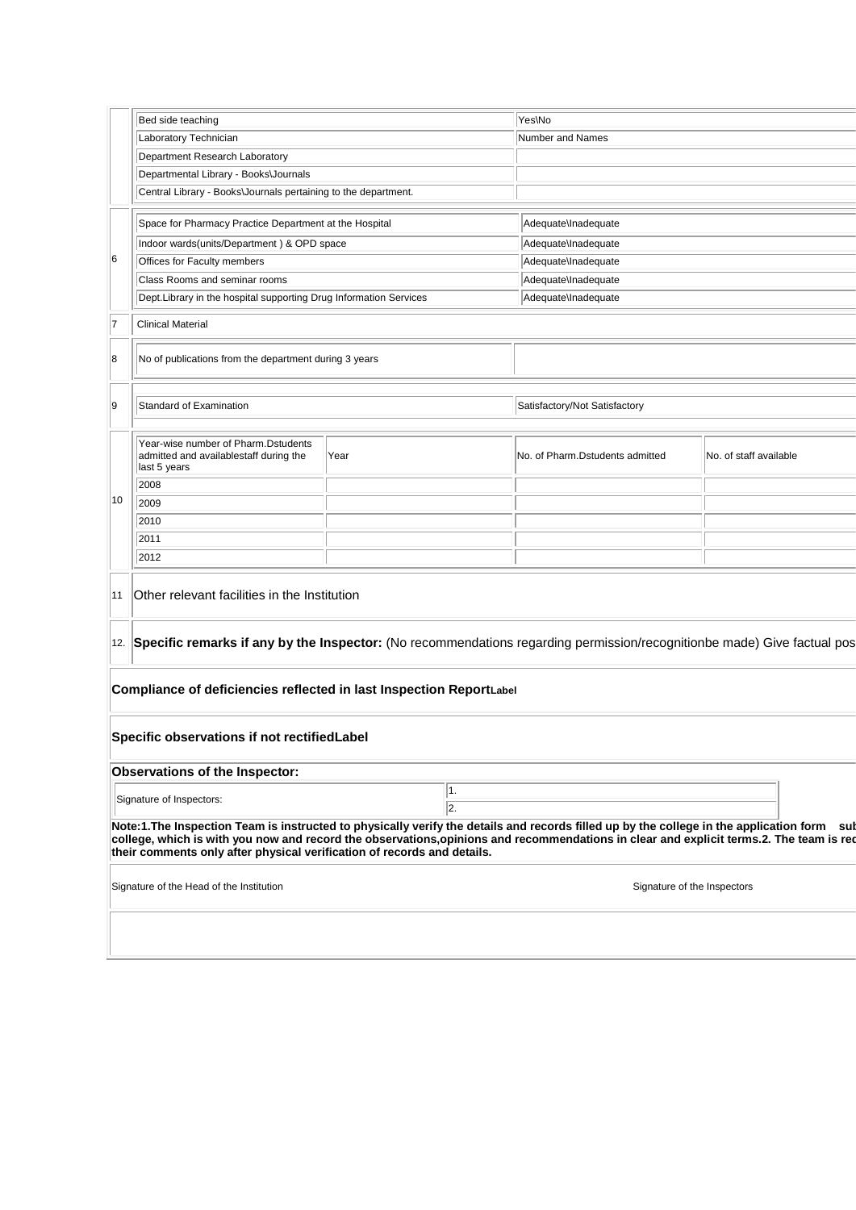| | | | | |
|---|---|---|---|---|
| | Bed side teaching | | Yes\No | |
| | Laboratory Technician | | Number and Names | |
| | Department Research Laboratory | | | |
| | Departmental Library - Books\Journals | | | |
| | Central Library - Books\Journals pertaining to the department. | | | |
| 6 | Space for Pharmacy Practice Department at the Hospital | | Adequate\Inadequate | |
| | Indoor wards(units/Department ) & OPD space | | Adequate\Inadequate | |
| | Offices for Faculty members | | Adequate\Inadequate | |
| | Class Rooms and seminar rooms | | Adequate\Inadequate | |
| | Dept.Library in the hospital supporting Drug Information Services | | Adequate\Inadequate | |
| 7 | Clinical Material | | | |
| 8 | No of publications from the department during 3 years | | | |
| 9 | Standard of Examination | | Satisfactory/Not Satisfactory | |
| 10 | Year-wise number of Pharm.Dstudents admitted and availablestaff during the last 5 years | Year | No. of Pharm.Dstudents admitted | No. of staff available |
| | 2008 | | | |
| | 2009 | | | |
| | 2010 | | | |
| | 2011 | | | |
| | 2012 | | | |
| 11 | Other relevant facilities in the Institution | | | |
| 12. | **Specific remarks if any by the Inspector:** (No recommendations regarding permission/recognitionbe made) Give factual pos | | | |

**Compliance of deficiencies reflected in last Inspection ReportLabel**

**Specific observations if not rectifiedLabel**

**Observations of the Inspector:**

| | |
|---|---|
| Signature of Inspectors: | 1. |
| | 2. |

**Note:1.The Inspection Team is instructed to physically verify the details and records filled up by the college in the application form sub college, which is with you now and record the observations,opinions and recommendations in clear and explicit terms.2. The team is rec their comments only after physical verification of records and details.**

Signature of the Head of the Institution

Signature of the Inspectors